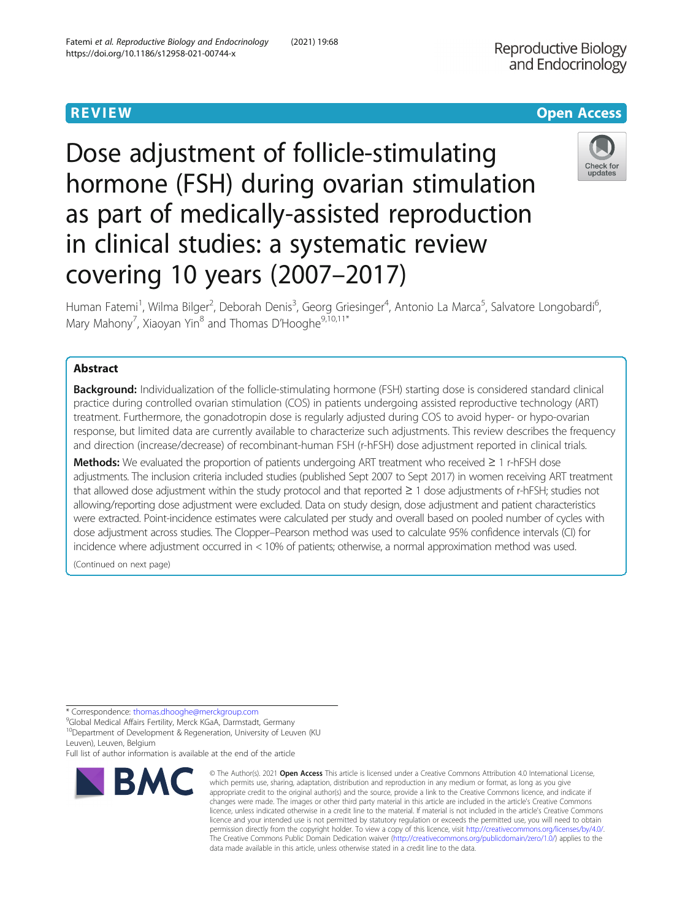REVIEW Open Access

# Dose adjustment of follicle-stimulating hormone (FSH) during ovarian stimulation as part of medically-assisted reproduction in clinical studies: a systematic review covering 10 years (2007–2017)

Human Fatemi[1], Wilma Bilger[2], Deborah Denis[3], Georg Griesinger[4], Antonio La Marca[5], Salvatore Longobardi[6], Mary Mahony[7], Xiaoyan Yin[8] and Thomas D'Hooghe[9,10,11*]

## Abstract

**Background:** Individualization of the follicle-stimulating hormone (FSH) starting dose is considered standard clinical practice during controlled ovarian stimulation (COS) in patients undergoing assisted reproductive technology (ART) treatment. Furthermore, the gonadotropin dose is regularly adjusted during COS to avoid hyper- or hypo-ovarian response, but limited data are currently available to characterize such adjustments. This review describes the frequency and direction (increase/decrease) of recombinant-human FSH (r-hFSH) dose adjustment reported in clinical trials.

**Methods:** We evaluated the proportion of patients undergoing ART treatment who received ≥ 1 r-hFSH dose adjustments. The inclusion criteria included studies (published Sept 2007 to Sept 2017) in women receiving ART treatment that allowed dose adjustment within the study protocol and that reported ≥ 1 dose adjustments of r-hFSH; studies not allowing/reporting dose adjustment were excluded. Data on study design, dose adjustment and patient characteristics were extracted. Point-incidence estimates were calculated per study and overall based on pooled number of cycles with dose adjustment across studies. The Clopper–Pearson method was used to calculate 95% confidence intervals (CI) for incidence where adjustment occurred in < 10% of patients; otherwise, a normal approximation method was used.

(Continued on next page)

* Correspondence: thomas.dhooghe@merckgroup.com
[9]Global Medical Affairs Fertility, Merck KGaA, Darmstadt, Germany
[10]Department of Development & Regeneration, University of Leuven (KU Leuven), Leuven, Belgium
Full list of author information is available at the end of the article

© The Author(s). 2021 **Open Access** This article is licensed under a Creative Commons Attribution 4.0 International License, which permits use, sharing, adaptation, distribution and reproduction in any medium or format, as long as you give appropriate credit to the original author(s) and the source, provide a link to the Creative Commons licence, and indicate if changes were made. The images or other third party material in this article are included in the article's Creative Commons licence, unless indicated otherwise in a credit line to the material. If material is not included in the article's Creative Commons licence and your intended use is not permitted by statutory regulation or exceeds the permitted use, you will need to obtain permission directly from the copyright holder. To view a copy of this licence, visit http://creativecommons.org/licenses/by/4.0/. The Creative Commons Public Domain Dedication waiver (http://creativecommons.org/publicdomain/zero/1.0/) applies to the data made available in this article, unless otherwise stated in a credit line to the data.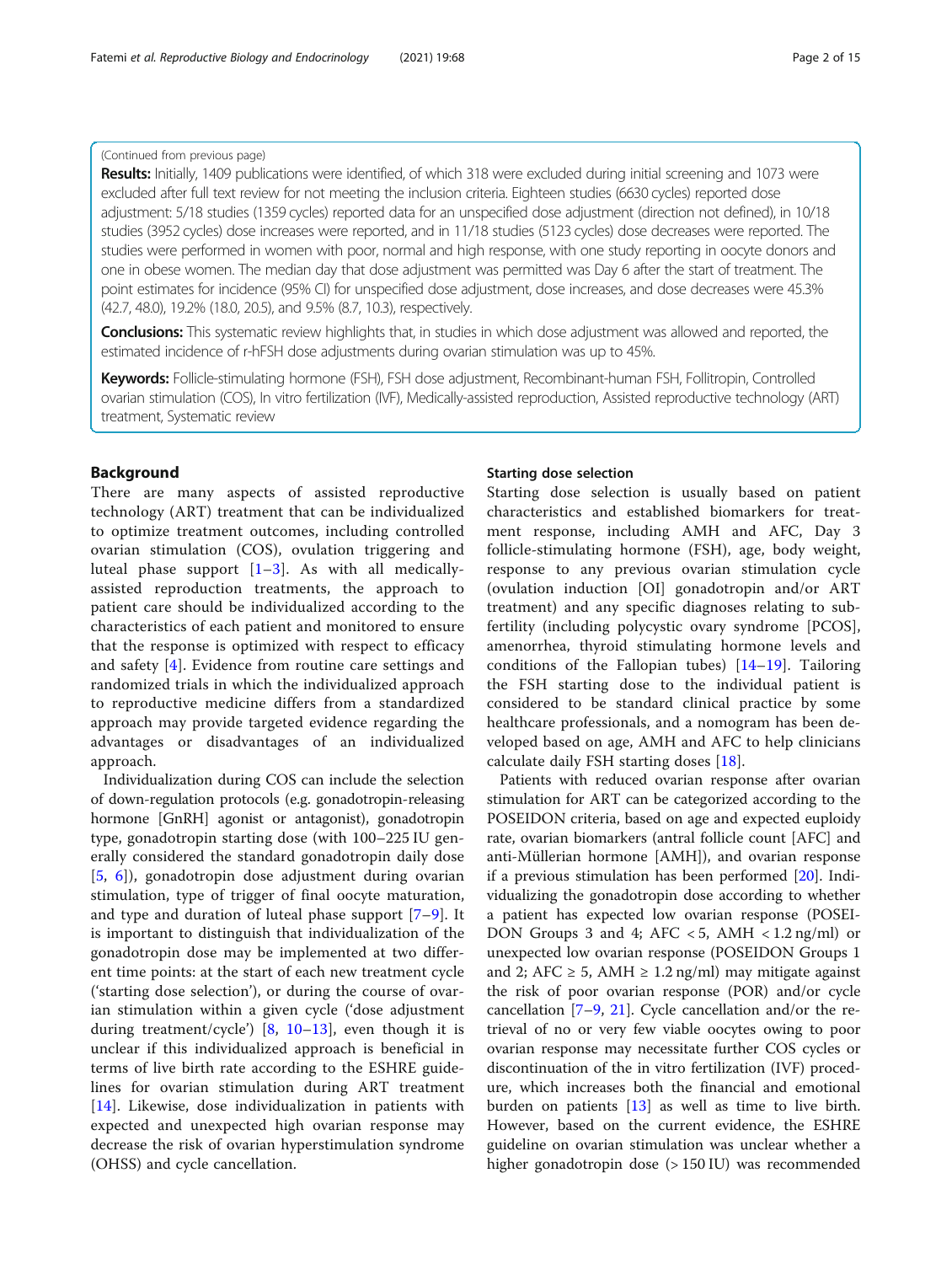(Continued from previous page)

**Results:** Initially, 1409 publications were identified, of which 318 were excluded during initial screening and 1073 were excluded after full text review for not meeting the inclusion criteria. Eighteen studies (6630 cycles) reported dose adjustment: 5/18 studies (1359 cycles) reported data for an unspecified dose adjustment (direction not defined), in 10/18 studies (3952 cycles) dose increases were reported, and in 11/18 studies (5123 cycles) dose decreases were reported. The studies were performed in women with poor, normal and high response, with one study reporting in oocyte donors and one in obese women. The median day that dose adjustment was permitted was Day 6 after the start of treatment. The point estimates for incidence (95% CI) for unspecified dose adjustment, dose increases, and dose decreases were 45.3% (42.7, 48.0), 19.2% (18.0, 20.5), and 9.5% (8.7, 10.3), respectively.

**Conclusions:** This systematic review highlights that, in studies in which dose adjustment was allowed and reported, the estimated incidence of r-hFSH dose adjustments during ovarian stimulation was up to 45%.

**Keywords:** Follicle-stimulating hormone (FSH), FSH dose adjustment, Recombinant-human FSH, Follitropin, Controlled ovarian stimulation (COS), In vitro fertilization (IVF), Medically-assisted reproduction, Assisted reproductive technology (ART) treatment, Systematic review

## Background

There are many aspects of assisted reproductive technology (ART) treatment that can be individualized to optimize treatment outcomes, including controlled ovarian stimulation (COS), ovulation triggering and luteal phase support [1–3]. As with all medically-assisted reproduction treatments, the approach to patient care should be individualized according to the characteristics of each patient and monitored to ensure that the response is optimized with respect to efficacy and safety [4]. Evidence from routine care settings and randomized trials in which the individualized approach to reproductive medicine differs from a standardized approach may provide targeted evidence regarding the advantages or disadvantages of an individualized approach.

Individualization during COS can include the selection of down-regulation protocols (e.g. gonadotropin-releasing hormone [GnRH] agonist or antagonist), gonadotropin type, gonadotropin starting dose (with 100–225 IU generally considered the standard gonadotropin daily dose [5, 6]), gonadotropin dose adjustment during ovarian stimulation, type of trigger of final oocyte maturation, and type and duration of luteal phase support [7–9]. It is important to distinguish that individualization of the gonadotropin dose may be implemented at two different time points: at the start of each new treatment cycle ('starting dose selection'), or during the course of ovarian stimulation within a given cycle ('dose adjustment during treatment/cycle') [8, 10–13], even though it is unclear if this individualized approach is beneficial in terms of live birth rate according to the ESHRE guidelines for ovarian stimulation during ART treatment [14]. Likewise, dose individualization in patients with expected and unexpected high ovarian response may decrease the risk of ovarian hyperstimulation syndrome (OHSS) and cycle cancellation.

### Starting dose selection

Starting dose selection is usually based on patient characteristics and established biomarkers for treatment response, including AMH and AFC, Day 3 follicle-stimulating hormone (FSH), age, body weight, response to any previous ovarian stimulation cycle (ovulation induction [OI] gonadotropin and/or ART treatment) and any specific diagnoses relating to subfertility (including polycystic ovary syndrome [PCOS], amenorrhea, thyroid stimulating hormone levels and conditions of the Fallopian tubes) [14–19]. Tailoring the FSH starting dose to the individual patient is considered to be standard clinical practice by some healthcare professionals, and a nomogram has been developed based on age, AMH and AFC to help clinicians calculate daily FSH starting doses [18].

Patients with reduced ovarian response after ovarian stimulation for ART can be categorized according to the POSEIDON criteria, based on age and expected euploidy rate, ovarian biomarkers (antral follicle count [AFC] and anti-Müllerian hormone [AMH]), and ovarian response if a previous stimulation has been performed [20]. Individualizing the gonadotropin dose according to whether a patient has expected low ovarian response (POSEIDON Groups 3 and 4; AFC < 5, AMH < 1.2 ng/ml) or unexpected low ovarian response (POSEIDON Groups 1 and 2; AFC ≥ 5, AMH ≥ 1.2 ng/ml) may mitigate against the risk of poor ovarian response (POR) and/or cycle cancellation [7–9, 21]. Cycle cancellation and/or the retrieval of no or very few viable oocytes owing to poor ovarian response may necessitate further COS cycles or discontinuation of the in vitro fertilization (IVF) procedure, which increases both the financial and emotional burden on patients [13] as well as time to live birth. However, based on the current evidence, the ESHRE guideline on ovarian stimulation was unclear whether a higher gonadotropin dose (> 150 IU) was recommended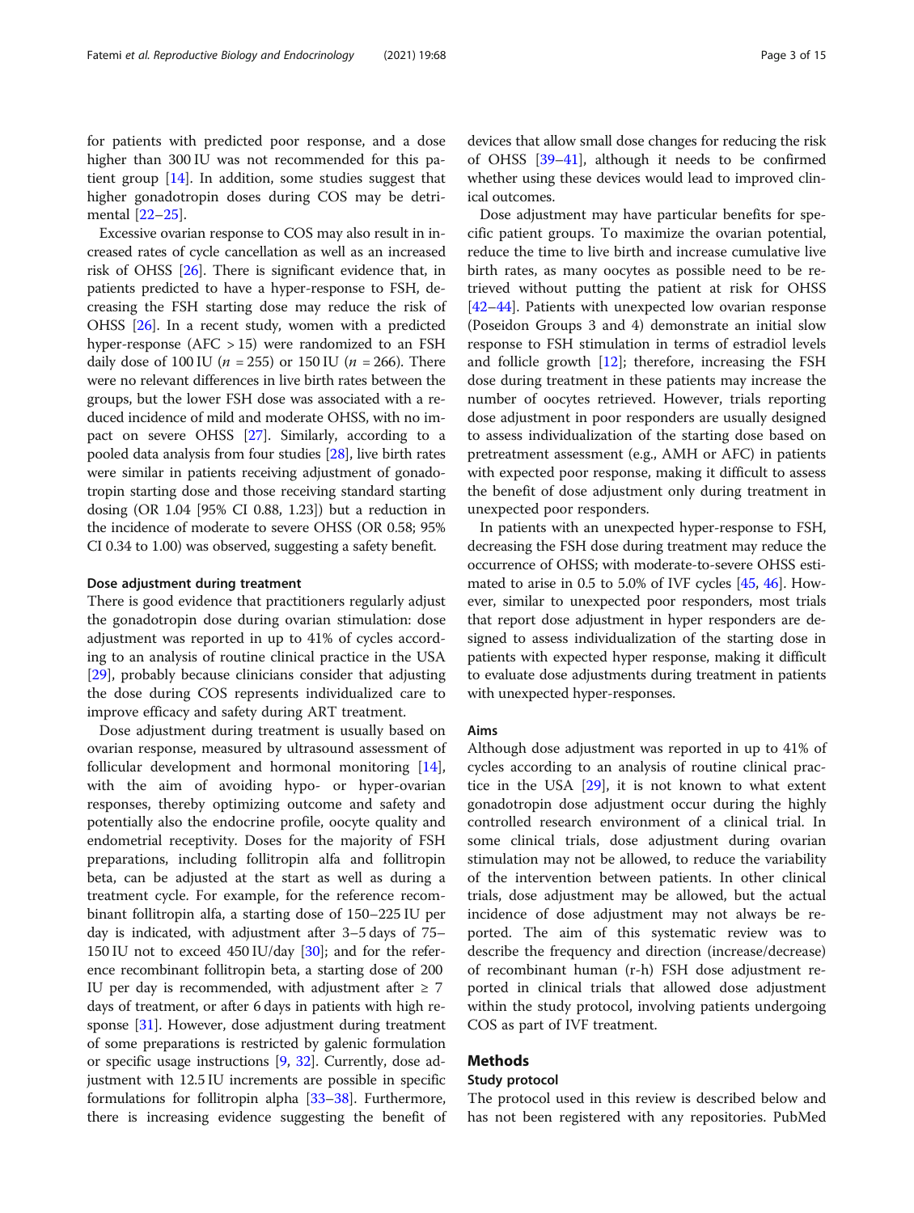for patients with predicted poor response, and a dose higher than 300 IU was not recommended for this patient group [14]. In addition, some studies suggest that higher gonadotropin doses during COS may be detrimental [22–25].

Excessive ovarian response to COS may also result in increased rates of cycle cancellation as well as an increased risk of OHSS [26]. There is significant evidence that, in patients predicted to have a hyper-response to FSH, decreasing the FSH starting dose may reduce the risk of OHSS [26]. In a recent study, women with a predicted hyper-response (AFC > 15) were randomized to an FSH daily dose of 100 IU ($n$ = 255) or 150 IU ($n$ = 266). There were no relevant differences in live birth rates between the groups, but the lower FSH dose was associated with a reduced incidence of mild and moderate OHSS, with no impact on severe OHSS [27]. Similarly, according to a pooled data analysis from four studies [28], live birth rates were similar in patients receiving adjustment of gonadotropin starting dose and those receiving standard starting dosing (OR 1.04 [95% CI 0.88, 1.23]) but a reduction in the incidence of moderate to severe OHSS (OR 0.58; 95% CI 0.34 to 1.00) was observed, suggesting a safety benefit.

#### Dose adjustment during treatment

There is good evidence that practitioners regularly adjust the gonadotropin dose during ovarian stimulation: dose adjustment was reported in up to 41% of cycles according to an analysis of routine clinical practice in the USA [29], probably because clinicians consider that adjusting the dose during COS represents individualized care to improve efficacy and safety during ART treatment.

Dose adjustment during treatment is usually based on ovarian response, measured by ultrasound assessment of follicular development and hormonal monitoring [14], with the aim of avoiding hypo- or hyper-ovarian responses, thereby optimizing outcome and safety and potentially also the endocrine profile, oocyte quality and endometrial receptivity. Doses for the majority of FSH preparations, including follitropin alfa and follitropin beta, can be adjusted at the start as well as during a treatment cycle. For example, for the reference recombinant follitropin alfa, a starting dose of 150–225 IU per day is indicated, with adjustment after 3–5 days of 75–150 IU not to exceed 450 IU/day [30]; and for the reference recombinant follitropin beta, a starting dose of 200 IU per day is recommended, with adjustment after ≥ 7 days of treatment, or after 6 days in patients with high response [31]. However, dose adjustment during treatment of some preparations is restricted by galenic formulation or specific usage instructions [9, 32]. Currently, dose adjustment with 12.5 IU increments are possible in specific formulations for follitropin alpha [33–38]. Furthermore, there is increasing evidence suggesting the benefit of devices that allow small dose changes for reducing the risk of OHSS [39–41], although it needs to be confirmed whether using these devices would lead to improved clinical outcomes.

Dose adjustment may have particular benefits for specific patient groups. To maximize the ovarian potential, reduce the time to live birth and increase cumulative live birth rates, as many oocytes as possible need to be retrieved without putting the patient at risk for OHSS [42–44]. Patients with unexpected low ovarian response (Poseidon Groups 3 and 4) demonstrate an initial slow response to FSH stimulation in terms of estradiol levels and follicle growth [12]; therefore, increasing the FSH dose during treatment in these patients may increase the number of oocytes retrieved. However, trials reporting dose adjustment in poor responders are usually designed to assess individualization of the starting dose based on pretreatment assessment (e.g., AMH or AFC) in patients with expected poor response, making it difficult to assess the benefit of dose adjustment only during treatment in unexpected poor responders.

In patients with an unexpected hyper-response to FSH, decreasing the FSH dose during treatment may reduce the occurrence of OHSS; with moderate-to-severe OHSS estimated to arise in 0.5 to 5.0% of IVF cycles [45, 46]. However, similar to unexpected poor responders, most trials that report dose adjustment in hyper responders are designed to assess individualization of the starting dose in patients with expected hyper response, making it difficult to evaluate dose adjustments during treatment in patients with unexpected hyper-responses.

#### Aims

Although dose adjustment was reported in up to 41% of cycles according to an analysis of routine clinical practice in the USA [29], it is not known to what extent gonadotropin dose adjustment occur during the highly controlled research environment of a clinical trial. In some clinical trials, dose adjustment during ovarian stimulation may not be allowed, to reduce the variability of the intervention between patients. In other clinical trials, dose adjustment may be allowed, but the actual incidence of dose adjustment may not always be reported. The aim of this systematic review was to describe the frequency and direction (increase/decrease) of recombinant human (r-h) FSH dose adjustment reported in clinical trials that allowed dose adjustment within the study protocol, involving patients undergoing COS as part of IVF treatment.

## Methods

#### Study protocol

The protocol used in this review is described below and has not been registered with any repositories. PubMed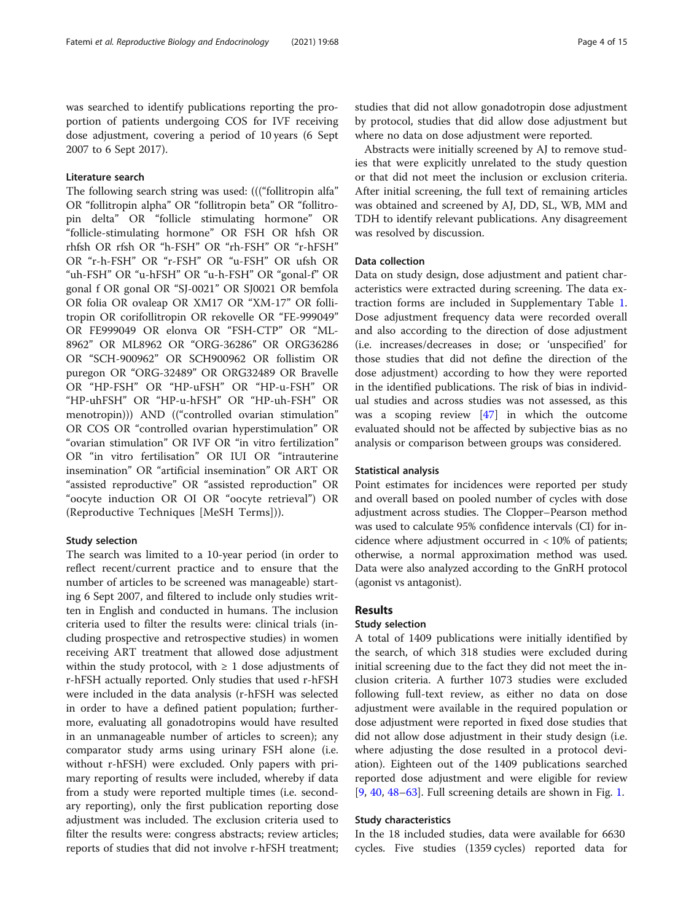was searched to identify publications reporting the proportion of patients undergoing COS for IVF receiving dose adjustment, covering a period of 10 years (6 Sept 2007 to 6 Sept 2017).

### Literature search

The following search string was used: ((("follitropin alfa" OR "follitropin alpha" OR "follitropin beta" OR "follitropin delta" OR "follicle stimulating hormone" OR "follicle-stimulating hormone" OR FSH OR hfsh OR rhfsh OR rfsh OR "h-FSH" OR "rh-FSH" OR "r-hFSH" OR "r-h-FSH" OR "r-FSH" OR "u-FSH" OR ufsh OR "uh-FSH" OR "u-hFSH" OR "u-h-FSH" OR "gonal-f" OR gonal f OR gonal OR "SJ-0021" OR SJ0021 OR bemfola OR folia OR ovaleap OR XM17 OR "XM-17" OR follitropin OR corifollitropin OR rekovelle OR "FE-999049" OR FE999049 OR elonva OR "FSH-CTP" OR "ML-8962" OR ML8962 OR "ORG-36286" OR ORG36286 OR "SCH-900962" OR SCH900962 OR follistim OR puregon OR "ORG-32489" OR ORG32489 OR Bravelle OR "HP-FSH" OR "HP-uFSH" OR "HP-u-FSH" OR "HP-uhFSH" OR "HP-u-hFSH" OR "HP-uh-FSH" OR menotropin))) AND (("controlled ovarian stimulation" OR COS OR "controlled ovarian hyperstimulation" OR "ovarian stimulation" OR IVF OR "in vitro fertilization" OR "in vitro fertilisation" OR IUI OR "intrauterine insemination" OR "artificial insemination" OR ART OR "assisted reproductive" OR "assisted reproduction" OR "oocyte induction OR OI OR "oocyte retrieval") OR (Reproductive Techniques [MeSH Terms])).

### Study selection

The search was limited to a 10-year period (in order to reflect recent/current practice and to ensure that the number of articles to be screened was manageable) starting 6 Sept 2007, and filtered to include only studies written in English and conducted in humans. The inclusion criteria used to filter the results were: clinical trials (including prospective and retrospective studies) in women receiving ART treatment that allowed dose adjustment within the study protocol, with ≥ 1 dose adjustments of r-hFSH actually reported. Only studies that used r-hFSH were included in the data analysis (r-hFSH was selected in order to have a defined patient population; furthermore, evaluating all gonadotropins would have resulted in an unmanageable number of articles to screen); any comparator study arms using urinary FSH alone (i.e. without r-hFSH) were excluded. Only papers with primary reporting of results were included, whereby if data from a study were reported multiple times (i.e. secondary reporting), only the first publication reporting dose adjustment was included. The exclusion criteria used to filter the results were: congress abstracts; review articles; reports of studies that did not involve r-hFSH treatment; studies that did not allow gonadotropin dose adjustment by protocol, studies that did allow dose adjustment but where no data on dose adjustment were reported.

Abstracts were initially screened by AJ to remove studies that were explicitly unrelated to the study question or that did not meet the inclusion or exclusion criteria. After initial screening, the full text of remaining articles was obtained and screened by AJ, DD, SL, WB, MM and TDH to identify relevant publications. Any disagreement was resolved by discussion.

### Data collection

Data on study design, dose adjustment and patient characteristics were extracted during screening. The data extraction forms are included in Supplementary Table 1. Dose adjustment frequency data were recorded overall and also according to the direction of dose adjustment (i.e. increases/decreases in dose; or 'unspecified' for those studies that did not define the direction of the dose adjustment) according to how they were reported in the identified publications. The risk of bias in individual studies and across studies was not assessed, as this was a scoping review [47] in which the outcome evaluated should not be affected by subjective bias as no analysis or comparison between groups was considered.

### Statistical analysis

Point estimates for incidences were reported per study and overall based on pooled number of cycles with dose adjustment across studies. The Clopper–Pearson method was used to calculate 95% confidence intervals (CI) for incidence where adjustment occurred in < 10% of patients; otherwise, a normal approximation method was used. Data were also analyzed according to the GnRH protocol (agonist vs antagonist).

## Results

### Study selection

A total of 1409 publications were initially identified by the search, of which 318 studies were excluded during initial screening due to the fact they did not meet the inclusion criteria. A further 1073 studies were excluded following full-text review, as either no data on dose adjustment were available in the required population or dose adjustment were reported in fixed dose studies that did not allow dose adjustment in their study design (i.e. where adjusting the dose resulted in a protocol deviation). Eighteen out of the 1409 publications searched reported dose adjustment and were eligible for review [9, 40, 48–63]. Full screening details are shown in Fig. 1.

### Study characteristics

In the 18 included studies, data were available for 6630 cycles. Five studies (1359 cycles) reported data for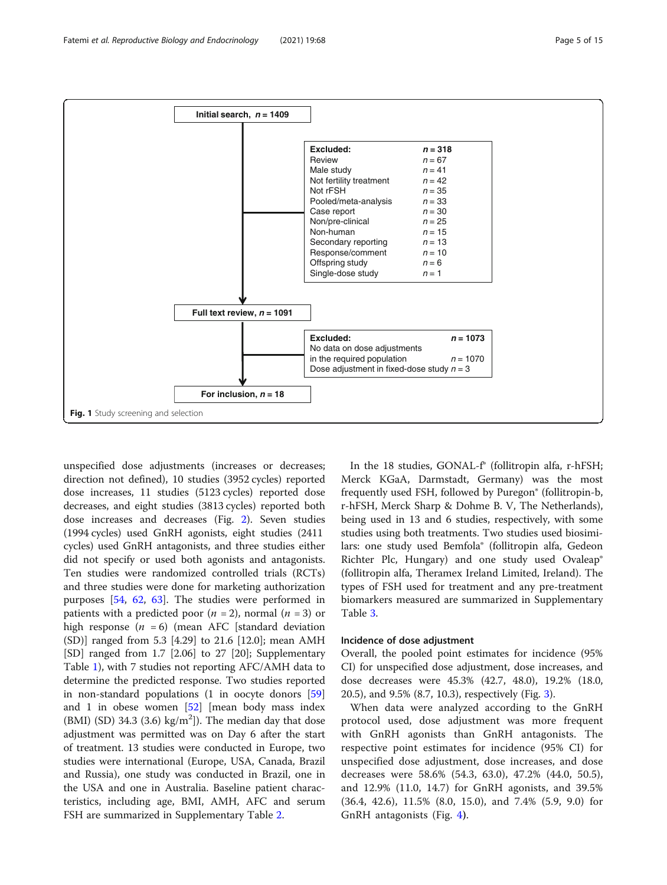Initial search, $n = 1409$

Excluded: $n = 318$
Review $n = 67$
Male study $n = 41$
Not fertility treatment $n = 42$
Not rFSH $n = 35$
Pooled/meta-analysis $n = 33$
Case report $n = 30$
Non/pre-clinical $n = 25$
Non-human $n = 15$
Secondary reporting $n = 13$
Response/comment $n = 10$
Offspring study $n = 6$
Single-dose study $n = 1$

Full text review, $n = 1091$

Excluded: $n = 1073$
No data on dose adjustments in the required population $n = 1070$
Dose adjustment in fixed-dose study $n = 3$

For inclusion, $n = 18$

**Fig. 1** Study screening and selection

unspecified dose adjustments (increases or decreases; direction not defined), 10 studies (3952 cycles) reported dose increases, 11 studies (5123 cycles) reported dose decreases, and eight studies (3813 cycles) reported both dose increases and decreases (Fig. 2). Seven studies (1994 cycles) used GnRH agonists, eight studies (2411 cycles) used GnRH antagonists, and three studies either did not specify or used both agonists and antagonists. Ten studies were randomized controlled trials (RCTs) and three studies were done for marketing authorization purposes [54, 62, 63]. The studies were performed in patients with a predicted poor ($n = 2$), normal ($n = 3$) or high response ($n = 6$) (mean AFC [standard deviation (SD)] ranged from 5.3 [4.29] to 21.6 [12.0]; mean AMH [SD] ranged from 1.7 [2.06] to 27 [20]; Supplementary Table 1), with 7 studies not reporting AFC/AMH data to determine the predicted response. Two studies reported in non-standard populations (1 in oocyte donors [59] and 1 in obese women [52] [mean body mass index (BMI) (SD) 34.3 (3.6) kg/m$^2$]). The median day that dose adjustment was permitted was on Day 6 after the start of treatment. 13 studies were conducted in Europe, two studies were international (Europe, USA, Canada, Brazil and Russia), one study was conducted in Brazil, one in the USA and one in Australia. Baseline patient characteristics, including age, BMI, AMH, AFC and serum FSH are summarized in Supplementary Table 2.

In the 18 studies, GONAL-f® (follitropin alfa, r-hFSH; Merck KGaA, Darmstadt, Germany) was the most frequently used FSH, followed by Puregon® (follitropin-b, r-hFSH, Merck Sharp & Dohme B. V, The Netherlands), being used in 13 and 6 studies, respectively, with some studies using both treatments. Two studies used biosimilars: one study used Bemfola® (follitropin alfa, Gedeon Richter Plc, Hungary) and one study used Ovaleap® (follitropin alfa, Theramex Ireland Limited, Ireland). The types of FSH used for treatment and any pre-treatment biomarkers measured are summarized in Supplementary Table 3.

### Incidence of dose adjustment

Overall, the pooled point estimates for incidence (95% CI) for unspecified dose adjustment, dose increases, and dose decreases were 45.3% (42.7, 48.0), 19.2% (18.0, 20.5), and 9.5% (8.7, 10.3), respectively (Fig. 3).

When data were analyzed according to the GnRH protocol used, dose adjustment was more frequent with GnRH agonists than GnRH antagonists. The respective point estimates for incidence (95% CI) for unspecified dose adjustment, dose increases, and dose decreases were 58.6% (54.3, 63.0), 47.2% (44.0, 50.5), and 12.9% (11.0, 14.7) for GnRH agonists, and 39.5% (36.4, 42.6), 11.5% (8.0, 15.0), and 7.4% (5.9, 9.0) for GnRH antagonists (Fig. 4).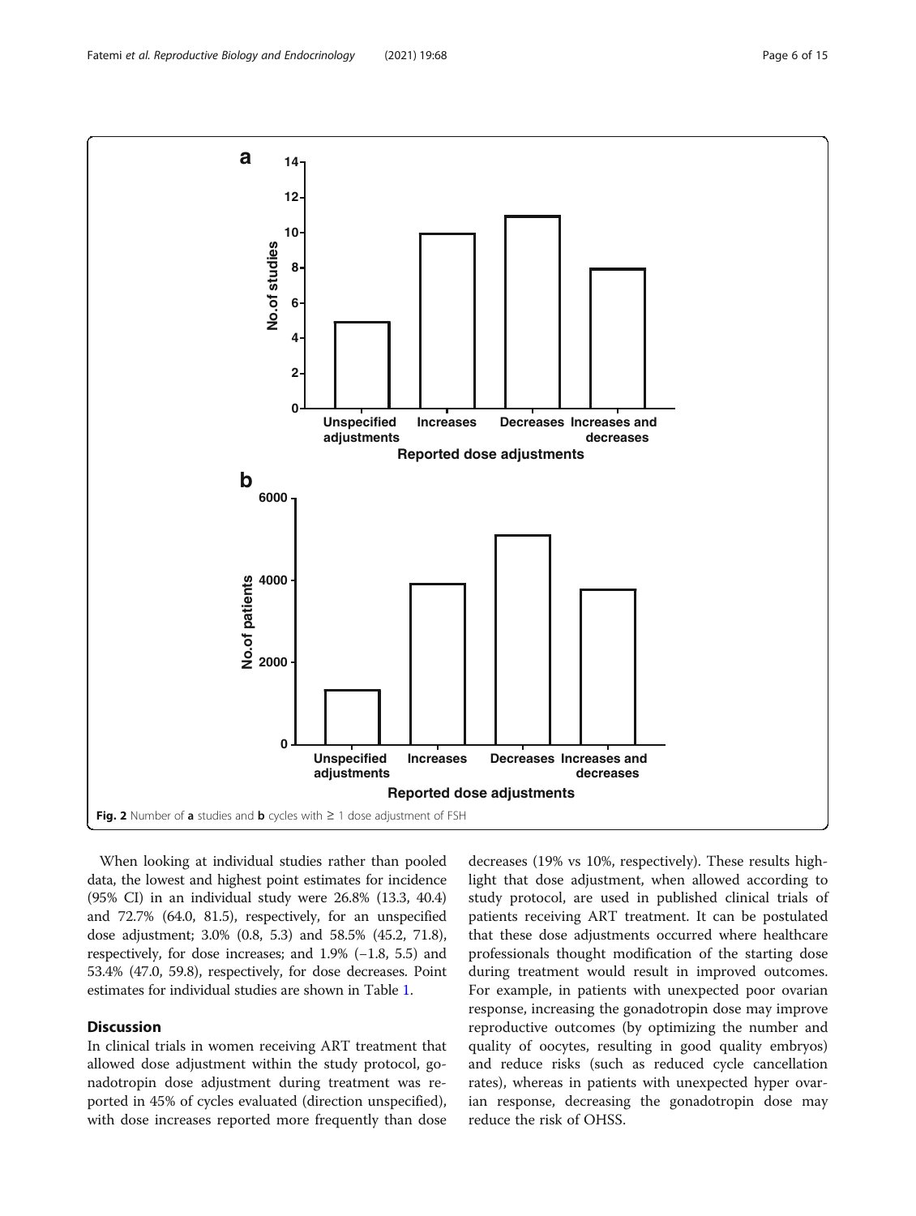a

14
12
10
8
6
4
2
0

No.of studies

Unspecified adjustments
Increases
Decreases
Increases and decreases

Reported dose adjustments

b

6000
4000
2000
0

No.of patients

Unspecified adjustments
Increases
Decreases
Increases and decreases

Reported dose adjustments

**Fig. 2** Number of **a** studies and **b** cycles with ≥ 1 dose adjustment of FSH

When looking at individual studies rather than pooled data, the lowest and highest point estimates for incidence (95% CI) in an individual study were 26.8% (13.3, 40.4) and 72.7% (64.0, 81.5), respectively, for an unspecified dose adjustment; 3.0% (0.8, 5.3) and 58.5% (45.2, 71.8), respectively, for dose increases; and 1.9% (−1.8, 5.5) and 53.4% (47.0, 59.8), respectively, for dose decreases. Point estimates for individual studies are shown in Table 1.

## Discussion

In clinical trials in women receiving ART treatment that allowed dose adjustment within the study protocol, gonadotropin dose adjustment during treatment was reported in 45% of cycles evaluated (direction unspecified), with dose increases reported more frequently than dose decreases (19% vs 10%, respectively). These results highlight that dose adjustment, when allowed according to study protocol, are used in published clinical trials of patients receiving ART treatment. It can be postulated that these dose adjustments occurred where healthcare professionals thought modification of the starting dose during treatment would result in improved outcomes. For example, in patients with unexpected poor ovarian response, increasing the gonadotropin dose may improve reproductive outcomes (by optimizing the number and quality of oocytes, resulting in good quality embryos) and reduce risks (such as reduced cycle cancellation rates), whereas in patients with unexpected hyper ovarian response, decreasing the gonadotropin dose may reduce the risk of OHSS.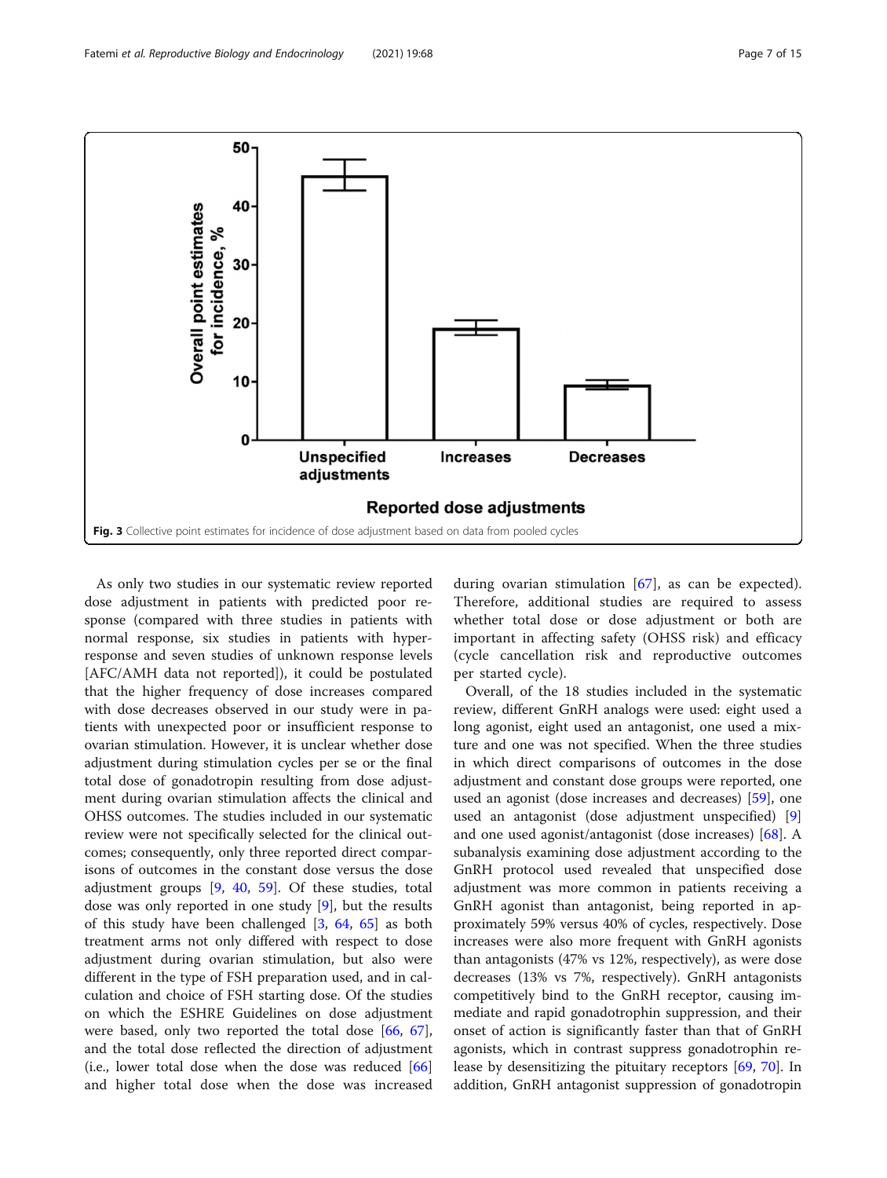50
40
30
20
10
0

Overall point estimates for incidence, %

Unspecified adjustments

Increases

Decreases

Reported dose adjustments

**Fig. 3** Collective point estimates for incidence of dose adjustment based on data from pooled cycles

As only two studies in our systematic review reported dose adjustment in patients with predicted poor response (compared with three studies in patients with normal response, six studies in patients with hyper-response and seven studies of unknown response levels [AFC/AMH data not reported]), it could be postulated that the higher frequency of dose increases compared with dose decreases observed in our study were in patients with unexpected poor or insufficient response to ovarian stimulation. However, it is unclear whether dose adjustment during stimulation cycles per se or the final total dose of gonadotropin resulting from dose adjustment during ovarian stimulation affects the clinical and OHSS outcomes. The studies included in our systematic review were not specifically selected for the clinical outcomes; consequently, only three reported direct comparisons of outcomes in the constant dose versus the dose adjustment groups [9, 40, 59]. Of these studies, total dose was only reported in one study [9], but the results of this study have been challenged [3, 64, 65] as both treatment arms not only differed with respect to dose adjustment during ovarian stimulation, but also were different in the type of FSH preparation used, and in calculation and choice of FSH starting dose. Of the studies on which the ESHRE Guidelines on dose adjustment were based, only two reported the total dose [66, 67], and the total dose reflected the direction of adjustment (i.e., lower total dose when the dose was reduced [66] and higher total dose when the dose was increased during ovarian stimulation [67], as can be expected). Therefore, additional studies are required to assess whether total dose or dose adjustment or both are important in affecting safety (OHSS risk) and efficacy (cycle cancellation risk and reproductive outcomes per started cycle).

Overall, of the 18 studies included in the systematic review, different GnRH analogs were used: eight used a long agonist, eight used an antagonist, one used a mixture and one was not specified. When the three studies in which direct comparisons of outcomes in the dose adjustment and constant dose groups were reported, one used an agonist (dose increases and decreases) [59], one used an antagonist (dose adjustment unspecified) [9] and one used agonist/antagonist (dose increases) [68]. A subanalysis examining dose adjustment according to the GnRH protocol used revealed that unspecified dose adjustment was more common in patients receiving a GnRH agonist than antagonist, being reported in approximately 59% versus 40% of cycles, respectively. Dose increases were also more frequent with GnRH agonists than antagonists (47% vs 12%, respectively), as were dose decreases (13% vs 7%, respectively). GnRH antagonists competitively bind to the GnRH receptor, causing immediate and rapid gonadotrophin suppression, and their onset of action is significantly faster than that of GnRH agonists, which in contrast suppress gonadotrophin release by desensitizing the pituitary receptors [69, 70]. In addition, GnRH antagonist suppression of gonadotropin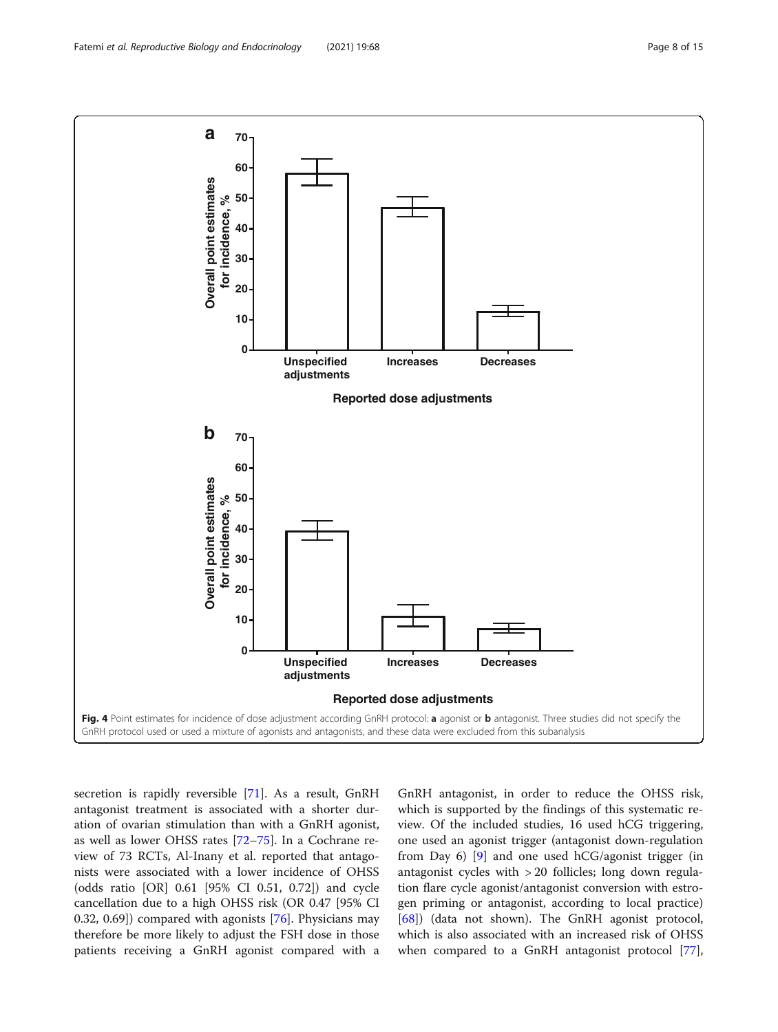a

70
60
50
40
30
20
10
0

Overall point estimates for incidence, %

Unspecified adjustments
Increases
Decreases

Reported dose adjustments

b

70
60
50
40
30
20
10
0

Overall point estimates for incidence, %

Unspecified adjustments
Increases
Decreases

Reported dose adjustments

**Fig. 4** Point estimates for incidence of dose adjustment according GnRH protocol: **a** agonist or **b** antagonist. Three studies did not specify the GnRH protocol used or used a mixture of agonists and antagonists, and these data were excluded from this subanalysis

secretion is rapidly reversible [71]. As a result, GnRH antagonist treatment is associated with a shorter duration of ovarian stimulation than with a GnRH agonist, as well as lower OHSS rates [72–75]. In a Cochrane review of 73 RCTs, Al-Inany et al. reported that antagonists were associated with a lower incidence of OHSS (odds ratio [OR] 0.61 [95% CI 0.51, 0.72]) and cycle cancellation due to a high OHSS risk (OR 0.47 [95% CI 0.32, 0.69]) compared with agonists [76]. Physicians may therefore be more likely to adjust the FSH dose in those patients receiving a GnRH agonist compared with a GnRH antagonist, in order to reduce the OHSS risk, which is supported by the findings of this systematic review. Of the included studies, 16 used hCG triggering, one used an agonist trigger (antagonist down-regulation from Day 6) [9] and one used hCG/agonist trigger (in antagonist cycles with > 20 follicles; long down regulation flare cycle agonist/antagonist conversion with estrogen priming or antagonist, according to local practice) [68]) (data not shown). The GnRH agonist protocol, which is also associated with an increased risk of OHSS when compared to a GnRH antagonist protocol [77],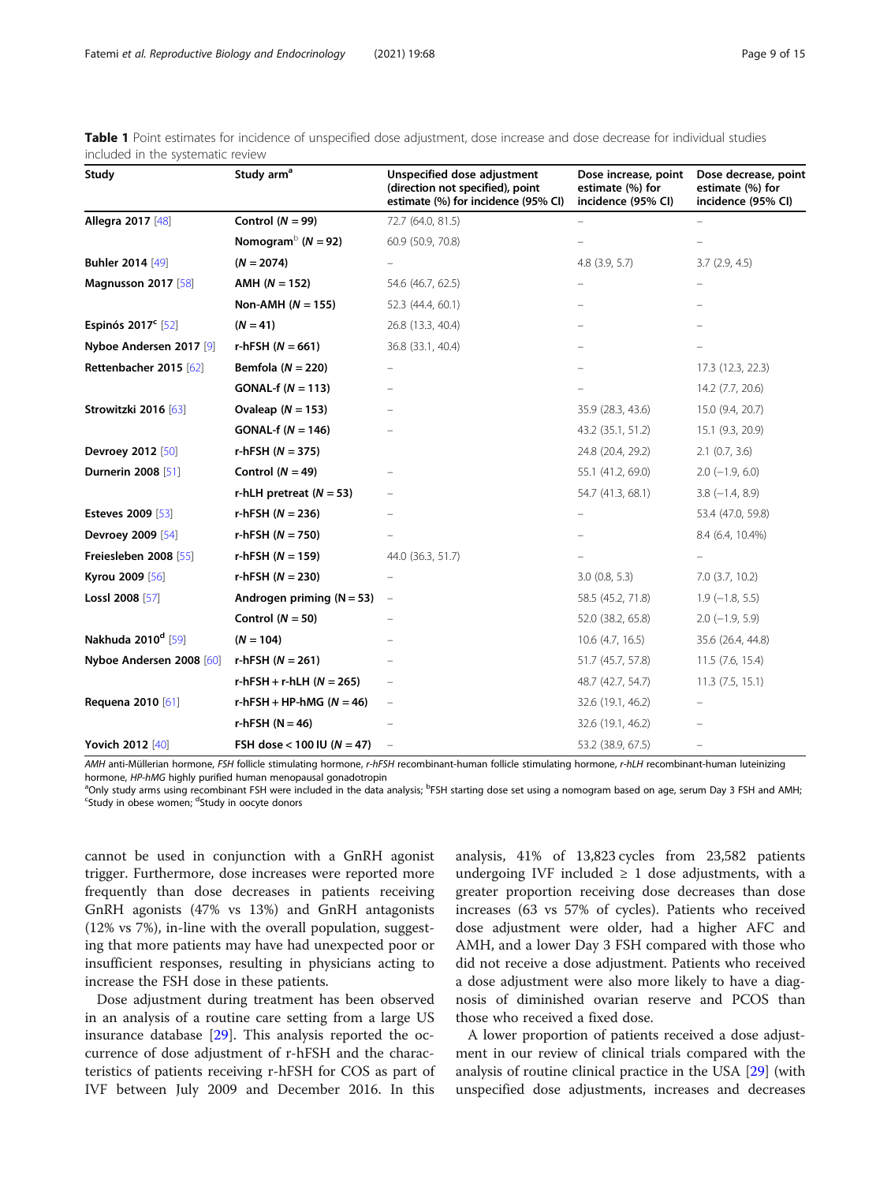**Table 1** Point estimates for incidence of unspecified dose adjustment, dose increase and dose decrease for individual studies included in the systematic review

| Study | Study arm[a] | Unspecified dose adjustment (direction not specified), point estimate (%) for incidence (95% CI) | Dose increase, point estimate (%) for incidence (95% CI) | Dose decrease, point estimate (%) for incidence (95% CI) |
|---|---|---|---|---|
| **Allegra 2017** [48] | **Control (N = 99)** | 72.7 (64.0, 81.5) | – | – |
| | **Nomogram[b] (N = 92)** | 60.9 (50.9, 70.8) | – | – |
| **Buhler 2014** [49] | **(N = 2074)** | – | 4.8 (3.9, 5.7) | 3.7 (2.9, 4.5) |
| **Magnusson 2017** [58] | **AMH (N = 152)** | 54.6 (46.7, 62.5) | – | – |
| | **Non-AMH (N = 155)** | 52.3 (44.4, 60.1) | – | – |
| **Espinós 2017[c]** [52] | **(N = 41)** | 26.8 (13.3, 40.4) | – | – |
| **Nyboe Andersen 2017** [9] | **r-hFSH (N = 661)** | 36.8 (33.1, 40.4) | – | – |
| **Rettenbacher 2015** [62] | **Bemfola (N = 220)** | – | – | 17.3 (12.3, 22.3) |
| | **GONAL-f (N = 113)** | – | – | 14.2 (7.7, 20.6) |
| **Strowitzki 2016** [63] | **Ovaleap (N = 153)** | – | 35.9 (28.3, 43.6) | 15.0 (9.4, 20.7) |
| | **GONAL-f (N = 146)** | – | 43.2 (35.1, 51.2) | 15.1 (9.3, 20.9) |
| **Devroey 2012** [50] | **r-hFSH (N = 375)** | | 24.8 (20.4, 29.2) | 2.1 (0.7, 3.6) |
| **Durnerin 2008** [51] | **Control (N = 49)** | – | 55.1 (41.2, 69.0) | 2.0 (−1.9, 6.0) |
| | **r-hLH pretreat (N = 53)** | – | 54.7 (41.3, 68.1) | 3.8 (−1.4, 8.9) |
| **Esteves 2009** [53] | **r-hFSH (N = 236)** | – | – | 53.4 (47.0, 59.8) |
| **Devroey 2009** [54] | **r-hFSH (N = 750)** | – | – | 8.4 (6.4, 10.4%) |
| **Freiesleben 2008** [55] | **r-hFSH (N = 159)** | 44.0 (36.3, 51.7) | – | – |
| **Kyrou 2009** [56] | **r-hFSH (N = 230)** | – | 3.0 (0.8, 5.3) | 7.0 (3.7, 10.2) |
| **Lossl 2008** [57] | **Androgen priming (N = 53)** | – | 58.5 (45.2, 71.8) | 1.9 (−1.8, 5.5) |
| | **Control (N = 50)** | – | 52.0 (38.2, 65.8) | 2.0 (−1.9, 5.9) |
| **Nakhuda 2010[d]** [59] | **(N = 104)** | – | 10.6 (4.7, 16.5) | 35.6 (26.4, 44.8) |
| **Nyboe Andersen 2008** [60] | **r-hFSH (N = 261)** | – | 51.7 (45.7, 57.8) | 11.5 (7.6, 15.4) |
| | **r-hFSH + r-hLH (N = 265)** | – | 48.7 (42.7, 54.7) | 11.3 (7.5, 15.1) |
| **Requena 2010** [61] | **r-hFSH + HP-hMG (N = 46)** | – | 32.6 (19.1, 46.2) | – |
| | **r-hFSH (N = 46)** | – | 32.6 (19.1, 46.2) | – |
| **Yovich 2012** [40] | **FSH dose < 100 IU (N = 47)** | – | 53.2 (38.9, 67.5) | – |

*AMH* anti-Müllerian hormone, *FSH* follicle stimulating hormone, *r-hFSH* recombinant-human follicle stimulating hormone, *r-hLH* recombinant-human luteinizing hormone, *HP-hMG* highly purified human menopausal gonadotropin
[a]Only study arms using recombinant FSH were included in the data analysis; [b]FSH starting dose set using a nomogram based on age, serum Day 3 FSH and AMH; [c]Study in obese women; [d]Study in oocyte donors

cannot be used in conjunction with a GnRH agonist trigger. Furthermore, dose increases were reported more frequently than dose decreases in patients receiving GnRH agonists (47% vs 13%) and GnRH antagonists (12% vs 7%), in-line with the overall population, suggesting that more patients may have had unexpected poor or insufficient responses, resulting in physicians acting to increase the FSH dose in these patients.

Dose adjustment during treatment has been observed in an analysis of a routine care setting from a large US insurance database [29]. This analysis reported the occurrence of dose adjustment of r-hFSH and the characteristics of patients receiving r-hFSH for COS as part of IVF between July 2009 and December 2016. In this analysis, 41% of 13,823 cycles from 23,582 patients undergoing IVF included ≥ 1 dose adjustments, with a greater proportion receiving dose decreases than dose increases (63 vs 57% of cycles). Patients who received dose adjustment were older, had a higher AFC and AMH, and a lower Day 3 FSH compared with those who did not receive a dose adjustment. Patients who received a dose adjustment were also more likely to have a diagnosis of diminished ovarian reserve and PCOS than those who received a fixed dose.

A lower proportion of patients received a dose adjustment in our review of clinical trials compared with the analysis of routine clinical practice in the USA [29] (with unspecified dose adjustments, increases and decreases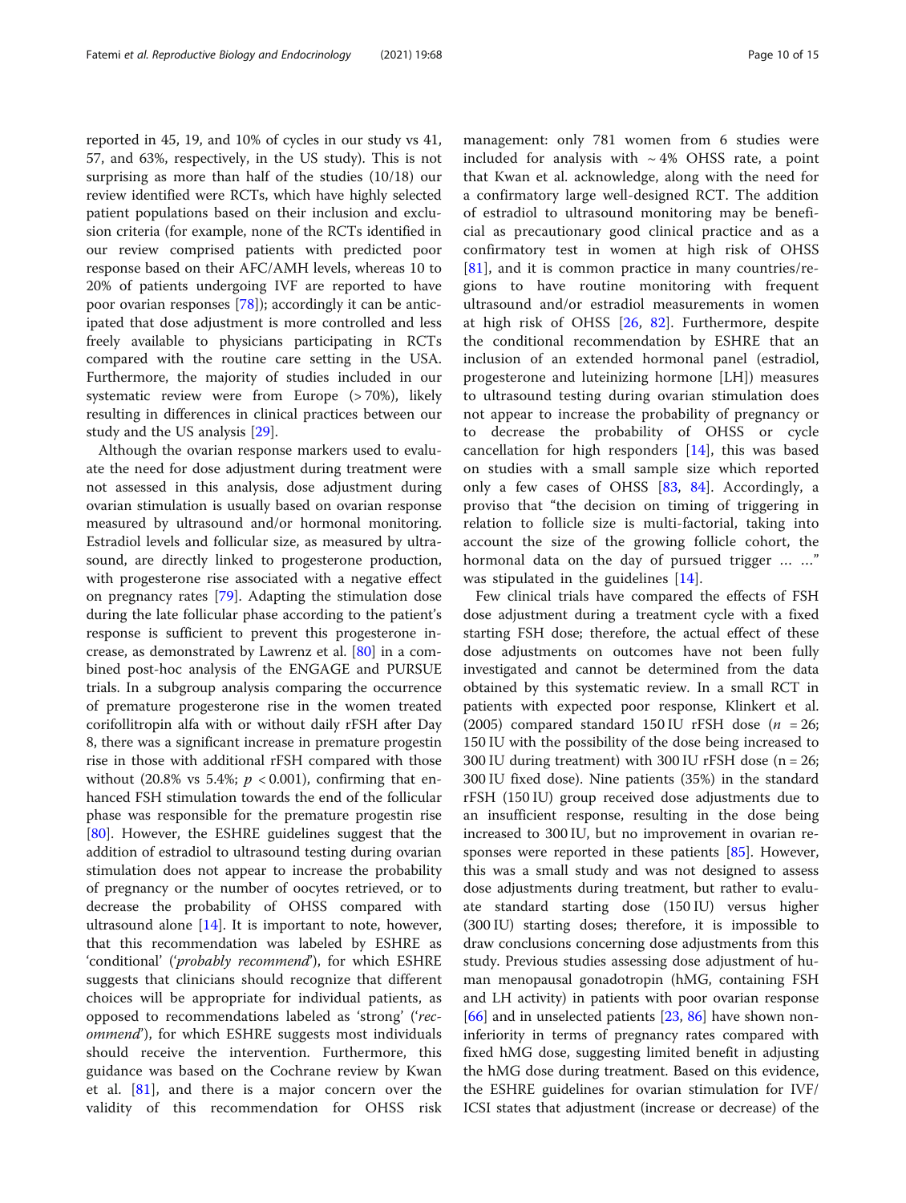reported in 45, 19, and 10% of cycles in our study vs 41, 57, and 63%, respectively, in the US study). This is not surprising as more than half of the studies (10/18) our review identified were RCTs, which have highly selected patient populations based on their inclusion and exclusion criteria (for example, none of the RCTs identified in our review comprised patients with predicted poor response based on their AFC/AMH levels, whereas 10 to 20% of patients undergoing IVF are reported to have poor ovarian responses [78]); accordingly it can be anticipated that dose adjustment is more controlled and less freely available to physicians participating in RCTs compared with the routine care setting in the USA. Furthermore, the majority of studies included in our systematic review were from Europe (> 70%), likely resulting in differences in clinical practices between our study and the US analysis [29].

Although the ovarian response markers used to evaluate the need for dose adjustment during treatment were not assessed in this analysis, dose adjustment during ovarian stimulation is usually based on ovarian response measured by ultrasound and/or hormonal monitoring. Estradiol levels and follicular size, as measured by ultrasound, are directly linked to progesterone production, with progesterone rise associated with a negative effect on pregnancy rates [79]. Adapting the stimulation dose during the late follicular phase according to the patient's response is sufficient to prevent this progesterone increase, as demonstrated by Lawrenz et al. [80] in a combined post-hoc analysis of the ENGAGE and PURSUE trials. In a subgroup analysis comparing the occurrence of premature progesterone rise in the women treated corifollitropin alfa with or without daily rFSH after Day 8, there was a significant increase in premature progestin rise in those with additional rFSH compared with those without (20.8% vs 5.4%; $p < 0.001$), confirming that enhanced FSH stimulation towards the end of the follicular phase was responsible for the premature progestin rise [80]. However, the ESHRE guidelines suggest that the addition of estradiol to ultrasound testing during ovarian stimulation does not appear to increase the probability of pregnancy or the number of oocytes retrieved, or to decrease the probability of OHSS compared with ultrasound alone [14]. It is important to note, however, that this recommendation was labeled by ESHRE as 'conditional' ('*probably recommend*'), for which ESHRE suggests that clinicians should recognize that different choices will be appropriate for individual patients, as opposed to recommendations labeled as 'strong' ('*recommend*'), for which ESHRE suggests most individuals should receive the intervention. Furthermore, this guidance was based on the Cochrane review by Kwan et al. [81], and there is a major concern over the validity of this recommendation for OHSS risk management: only 781 women from 6 studies were included for analysis with ~ 4% OHSS rate, a point that Kwan et al. acknowledge, along with the need for a confirmatory large well-designed RCT. The addition of estradiol to ultrasound monitoring may be beneficial as precautionary good clinical practice and as a confirmatory test in women at high risk of OHSS [81], and it is common practice in many countries/regions to have routine monitoring with frequent ultrasound and/or estradiol measurements in women at high risk of OHSS [26, 82]. Furthermore, despite the conditional recommendation by ESHRE that an inclusion of an extended hormonal panel (estradiol, progesterone and luteinizing hormone [LH]) measures to ultrasound testing during ovarian stimulation does not appear to increase the probability of pregnancy or to decrease the probability of OHSS or cycle cancellation for high responders [14], this was based on studies with a small sample size which reported only a few cases of OHSS [83, 84]. Accordingly, a proviso that "the decision on timing of triggering in relation to follicle size is multi-factorial, taking into account the size of the growing follicle cohort, the hormonal data on the day of pursued trigger … …" was stipulated in the guidelines [14].

Few clinical trials have compared the effects of FSH dose adjustment during a treatment cycle with a fixed starting FSH dose; therefore, the actual effect of these dose adjustments on outcomes have not been fully investigated and cannot be determined from the data obtained by this systematic review. In a small RCT in patients with expected poor response, Klinkert et al. (2005) compared standard 150 IU rFSH dose ($n$ = 26; 150 IU with the possibility of the dose being increased to 300 IU during treatment) with 300 IU rFSH dose (n = 26; 300 IU fixed dose). Nine patients (35%) in the standard rFSH (150 IU) group received dose adjustments due to an insufficient response, resulting in the dose being increased to 300 IU, but no improvement in ovarian responses were reported in these patients [85]. However, this was a small study and was not designed to assess dose adjustments during treatment, but rather to evaluate standard starting dose (150 IU) versus higher (300 IU) starting doses; therefore, it is impossible to draw conclusions concerning dose adjustments from this study. Previous studies assessing dose adjustment of human menopausal gonadotropin (hMG, containing FSH and LH activity) in patients with poor ovarian response [66] and in unselected patients [23, 86] have shown non-inferiority in terms of pregnancy rates compared with fixed hMG dose, suggesting limited benefit in adjusting the hMG dose during treatment. Based on this evidence, the ESHRE guidelines for ovarian stimulation for IVF/ICSI states that adjustment (increase or decrease) of the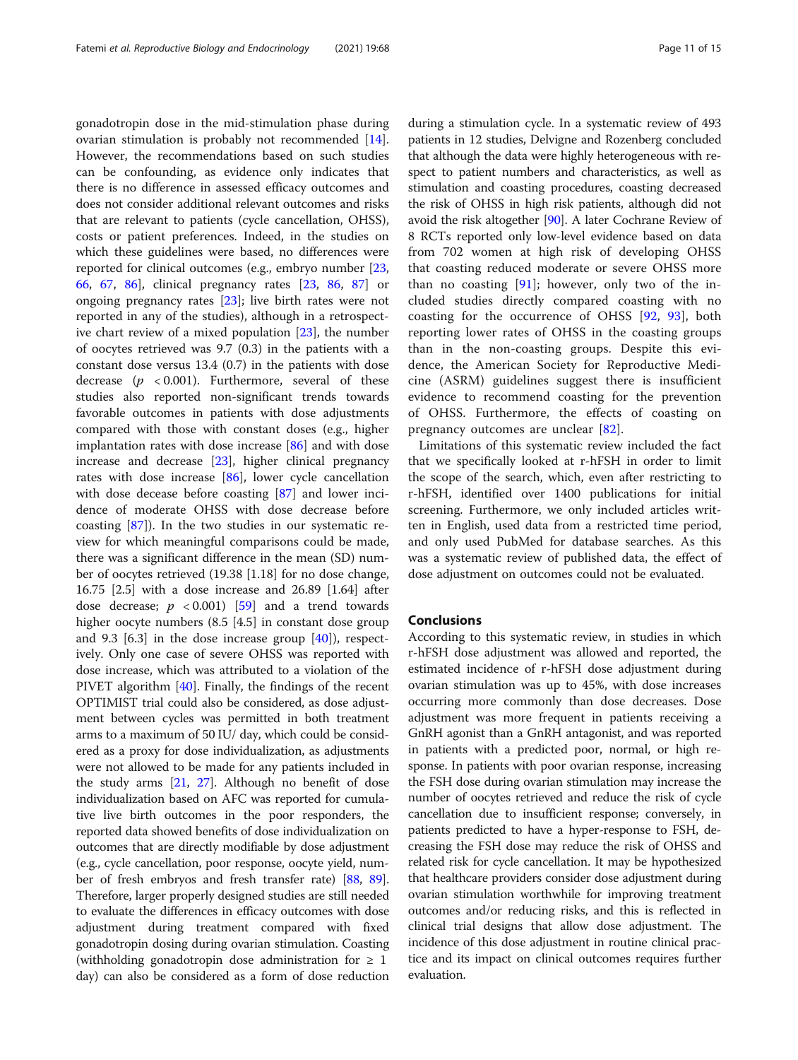gonadotropin dose in the mid-stimulation phase during ovarian stimulation is probably not recommended [14]. However, the recommendations based on such studies can be confounding, as evidence only indicates that there is no difference in assessed efficacy outcomes and does not consider additional relevant outcomes and risks that are relevant to patients (cycle cancellation, OHSS), costs or patient preferences. Indeed, in the studies on which these guidelines were based, no differences were reported for clinical outcomes (e.g., embryo number [23, 66, 67, 86], clinical pregnancy rates [23, 86, 87] or ongoing pregnancy rates [23]; live birth rates were not reported in any of the studies), although in a retrospective chart review of a mixed population [23], the number of oocytes retrieved was 9.7 (0.3) in the patients with a constant dose versus 13.4 (0.7) in the patients with dose decrease ($p < 0.001$). Furthermore, several of these studies also reported non-significant trends towards favorable outcomes in patients with dose adjustments compared with those with constant doses (e.g., higher implantation rates with dose increase [86] and with dose increase and decrease [23], higher clinical pregnancy rates with dose increase [86], lower cycle cancellation with dose decease before coasting [87] and lower incidence of moderate OHSS with dose decrease before coasting [87]). In the two studies in our systematic review for which meaningful comparisons could be made, there was a significant difference in the mean (SD) number of oocytes retrieved (19.38 [1.18] for no dose change, 16.75 [2.5] with a dose increase and 26.89 [1.64] after dose decrease; $p < 0.001$) [59] and a trend towards higher oocyte numbers (8.5 [4.5] in constant dose group and 9.3 [6.3] in the dose increase group [40]), respectively. Only one case of severe OHSS was reported with dose increase, which was attributed to a violation of the PIVET algorithm [40]. Finally, the findings of the recent OPTIMIST trial could also be considered, as dose adjustment between cycles was permitted in both treatment arms to a maximum of 50 IU/ day, which could be considered as a proxy for dose individualization, as adjustments were not allowed to be made for any patients included in the study arms [21, 27]. Although no benefit of dose individualization based on AFC was reported for cumulative live birth outcomes in the poor responders, the reported data showed benefits of dose individualization on outcomes that are directly modifiable by dose adjustment (e.g., cycle cancellation, poor response, oocyte yield, number of fresh embryos and fresh transfer rate) [88, 89]. Therefore, larger properly designed studies are still needed to evaluate the differences in efficacy outcomes with dose adjustment during treatment compared with fixed gonadotropin dosing during ovarian stimulation. Coasting (withholding gonadotropin dose administration for ≥ 1 day) can also be considered as a form of dose reduction during a stimulation cycle. In a systematic review of 493 patients in 12 studies, Delvigne and Rozenberg concluded that although the data were highly heterogeneous with respect to patient numbers and characteristics, as well as stimulation and coasting procedures, coasting decreased the risk of OHSS in high risk patients, although did not avoid the risk altogether [90]. A later Cochrane Review of 8 RCTs reported only low-level evidence based on data from 702 women at high risk of developing OHSS that coasting reduced moderate or severe OHSS more than no coasting [91]; however, only two of the included studies directly compared coasting with no coasting for the occurrence of OHSS [92, 93], both reporting lower rates of OHSS in the coasting groups than in the non-coasting groups. Despite this evidence, the American Society for Reproductive Medicine (ASRM) guidelines suggest there is insufficient evidence to recommend coasting for the prevention of OHSS. Furthermore, the effects of coasting on pregnancy outcomes are unclear [82].

Limitations of this systematic review included the fact that we specifically looked at r-hFSH in order to limit the scope of the search, which, even after restricting to r-hFSH, identified over 1400 publications for initial screening. Furthermore, we only included articles written in English, used data from a restricted time period, and only used PubMed for database searches. As this was a systematic review of published data, the effect of dose adjustment on outcomes could not be evaluated.

## Conclusions

According to this systematic review, in studies in which r-hFSH dose adjustment was allowed and reported, the estimated incidence of r-hFSH dose adjustment during ovarian stimulation was up to 45%, with dose increases occurring more commonly than dose decreases. Dose adjustment was more frequent in patients receiving a GnRH agonist than a GnRH antagonist, and was reported in patients with a predicted poor, normal, or high response. In patients with poor ovarian response, increasing the FSH dose during ovarian stimulation may increase the number of oocytes retrieved and reduce the risk of cycle cancellation due to insufficient response; conversely, in patients predicted to have a hyper-response to FSH, decreasing the FSH dose may reduce the risk of OHSS and related risk for cycle cancellation. It may be hypothesized that healthcare providers consider dose adjustment during ovarian stimulation worthwhile for improving treatment outcomes and/or reducing risks, and this is reflected in clinical trial designs that allow dose adjustment. The incidence of this dose adjustment in routine clinical practice and its impact on clinical outcomes requires further evaluation.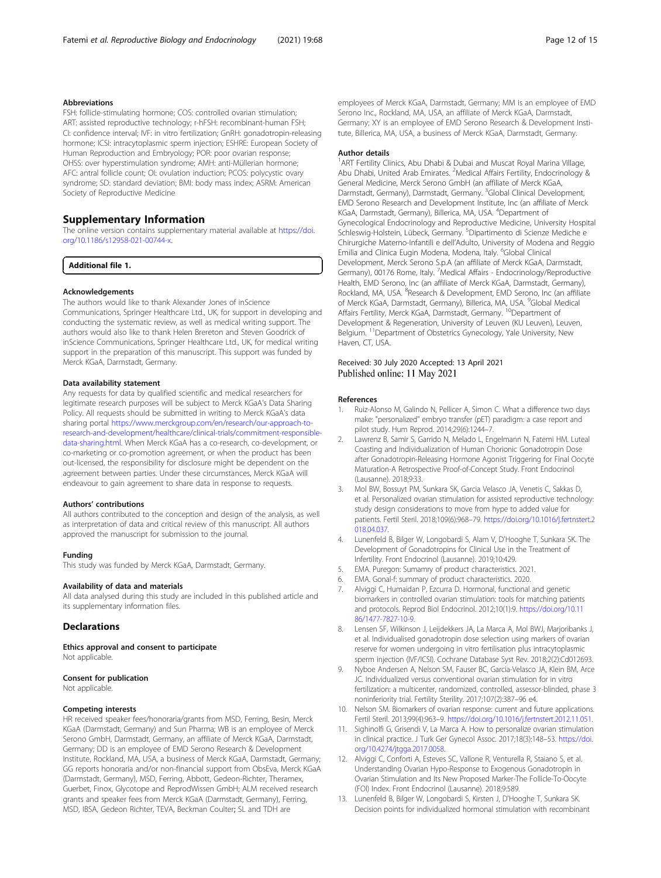### Abbreviations

FSH: follicle-stimulating hormone; COS: controlled ovarian stimulation; ART: assisted reproductive technology; r-hFSH: recombinant-human FSH; CI: confidence interval; IVF: in vitro fertilization; GnRH: gonadotropin-releasing hormone; ICSI: intracytoplasmic sperm injection; ESHRE: European Society of Human Reproduction and Embryology; POR: poor ovarian response; OHSS: over hyperstimulation syndrome; AMH: anti-Müllerian hormone; AFC: antral follicle count; OI: ovulation induction; PCOS: polycystic ovary syndrome; SD: standard deviation; BMI: body mass index; ASRM: American Society of Reproductive Medicine

## Supplementary Information

The online version contains supplementary material available at https://doi.org/10.1186/s12958-021-00744-x.

**Additional file 1.**

### Acknowledgements

The authors would like to thank Alexander Jones of inScience Communications, Springer Healthcare Ltd., UK, for support in developing and conducting the systematic review, as well as medical writing support. The authors would also like to thank Helen Brereton and Steven Goodrick of inScience Communications, Springer Healthcare Ltd., UK, for medical writing support in the preparation of this manuscript. This support was funded by Merck KGaA, Darmstadt, Germany.

### Data availability statement

Any requests for data by qualified scientific and medical researchers for legitimate research purposes will be subject to Merck KGaA's Data Sharing Policy. All requests should be submitted in writing to Merck KGaA's data sharing portal https://www.merckgroup.com/en/research/our-approach-to-research-and-development/healthcare/clinical-trials/commitment-responsible-data-sharing.html. When Merck KGaA has a co-research, co-development, or co-marketing or co-promotion agreement, or when the product has been out-licensed, the responsibility for disclosure might be dependent on the agreement between parties. Under these circumstances, Merck KGaA will endeavour to gain agreement to share data in response to requests.

### Authors' contributions

All authors contributed to the conception and design of the analysis, as well as interpretation of data and critical review of this manuscript. All authors approved the manuscript for submission to the journal.

### Funding

This study was funded by Merck KGaA, Darmstadt, Germany.

### Availability of data and materials

All data analysed during this study are included in this published article and its supplementary information files.

## Declarations

### Ethics approval and consent to participate

Not applicable.

### Consent for publication

Not applicable.

### Competing interests

HR received speaker fees/honoraria/grants from MSD, Ferring, Besin, Merck KGaA (Darmstadt, Germany) and Sun Pharma; WB is an employee of Merck Serono GmbH, Darmstadt, Germany, an affiliate of Merck KGaA, Darmstadt, Germany; DD is an employee of EMD Serono Research & Development Institute, Rockland, MA, USA, a business of Merck KGaA, Darmstadt, Germany; GG reports honoraria and/or non-financial support from ObsEva, Merck KGaA (Darmstadt, Germany), MSD, Ferring, Abbott, Gedeon-Richter, Theramex, Guerbet, Finox, Glycotope and ReprodWissen GmbH; ALM received research grants and speaker fees from Merck KGaA (Darmstadt, Germany), Ferring, MSD, IBSA, Gedeon Richter, TEVA, Beckman Coulter**;** SL and TDH are employees of Merck KGaA, Darmstadt, Germany; MM is an employee of EMD Serono Inc., Rockland, MA, USA, an affiliate of Merck KGaA, Darmstadt, Germany; XY is an employee of EMD Serono Research & Development Institute, Billerica, MA, USA, a business of Merck KGaA, Darmstadt, Germany.

### Author details

[1]ART Fertility Clinics, Abu Dhabi & Dubai and Muscat Royal Marina Village, Abu Dhabi, United Arab Emirates. [2]Medical Affairs Fertility, Endocrinology & General Medicine, Merck Serono GmbH (an affiliate of Merck KGaA, Darmstadt, Germany), Darmstadt, Germany. [3]Global Clinical Development, EMD Serono Research and Development Institute, Inc (an affiliate of Merck KGaA, Darmstadt, Germany), Billerica, MA, USA. [4]Department of Gynecological Endocrinology and Reproductive Medicine, University Hospital Schleswig-Holstein, Lübeck, Germany. [5]Dipartimento di Scienze Mediche e Chirurgiche Materno-Infantili e dell'Adulto, University of Modena and Reggio Emilia and Clinica Eugin Modena, Modena, Italy. [6]Global Clinical Development, Merck Serono S.p.A (an affiliate of Merck KGaA, Darmstadt, Germany), 00176 Rome, Italy. [7]Medical Affairs - Endocrinology/Reproductive Health, EMD Serono, Inc (an affiliate of Merck KGaA, Darmstadt, Germany), Rockland, MA, USA. [8]Research & Development, EMD Serono, Inc (an affiliate of Merck KGaA, Darmstadt, Germany), Billerica, MA, USA. [9]Global Medical Affairs Fertility, Merck KGaA, Darmstadt, Germany. [10]Department of Development & Regeneration, University of Leuven (KU Leuven), Leuven, Belgium. [11]Department of Obstetrics Gynecology, Yale University, New Haven, CT, USA.

Received: 30 July 2020 Accepted: 13 April 2021
Published online: 11 May 2021

### References

1. Ruiz-Alonso M, Galindo N, Pellicer A, Simon C. What a difference two days make: "personalized" embryo transfer (pET) paradigm: a case report and pilot study. Hum Reprod. 2014;29(6):1244–7.
2. Lawrenz B, Samir S, Garrido N, Melado L, Engelmann N, Fatemi HM. Luteal Coasting and Individualization of Human Chorionic Gonadotropin Dose after Gonadotropin-Releasing Hormone Agonist Triggering for Final Oocyte Maturation-A Retrospective Proof-of-Concept Study. Front Endocrinol (Lausanne). 2018;9:33.
3. Mol BW, Bossuyt PM, Sunkara SK, Garcia Velasco JA, Venetis C, Sakkas D, et al. Personalized ovarian stimulation for assisted reproductive technology: study design considerations to move from hype to added value for patients. Fertil Steril. 2018;109(6):968–79. https://doi.org/10.1016/j.fertnstert.2018.04.037.
4. Lunenfeld B, Bilger W, Longobardi S, Alam V, D'Hooghe T, Sunkara SK. The Development of Gonadotropins for Clinical Use in the Treatment of Infertility. Front Endocrinol (Lausanne). 2019;10:429.
5. EMA. Puregon: Sumamry of product characteristics. 2021.
6. EMA. Gonal-f: summary of product characteristics. 2020.
7. Alviggi C, Humaidan P, Ezcurra D. Hormonal, functional and genetic biomarkers in controlled ovarian stimulation: tools for matching patients and protocols. Reprod Biol Endocrinol. 2012;10(1):9. https://doi.org/10.1186/1477-7827-10-9.
8. Lensen SF, Wilkinson J, Leijdekkers JA, La Marca A, Mol BWJ, Marjoribanks J, et al. Individualised gonadotropin dose selection using markers of ovarian reserve for women undergoing in vitro fertilisation plus intracytoplasmic sperm injection (IVF/ICSI). Cochrane Database Syst Rev. 2018;2(2):Cd012693.
9. Nyboe Andersen A, Nelson SM, Fauser BC, Garcia-Velasco JA, Klein BM, Arce JC. Individualized versus conventional ovarian stimulation for in vitro fertilization: a multicenter, randomized, controlled, assessor-blinded, phase 3 noninferiority trial. Fertility Sterility. 2017;107(2):387–96 e4.
10. Nelson SM. Biomarkers of ovarian response: current and future applications. Fertil Steril. 2013;99(4):963–9. https://doi.org/10.1016/j.fertnstert.2012.11.051.
11. Sighinolfi G, Grisendi V, La Marca A. How to personalize ovarian stimulation in clinical practice. J Turk Ger Gynecol Assoc. 2017;18(3):148–53. https://doi.org/10.4274/jtgga.2017.0058.
12. Alviggi C, Conforti A, Esteves SC, Vallone R, Venturella R, Staiano S, et al. Understanding Ovarian Hypo-Response to Exogenous Gonadotropin in Ovarian Stimulation and Its New Proposed Marker-The Follicle-To-Oocyte (FOI) Index. Front Endocrinol (Lausanne). 2018;9:589.
13. Lunenfeld B, Bilger W, Longobardi S, Kirsten J, D'Hooghe T, Sunkara SK. Decision points for individualized hormonal stimulation with recombinant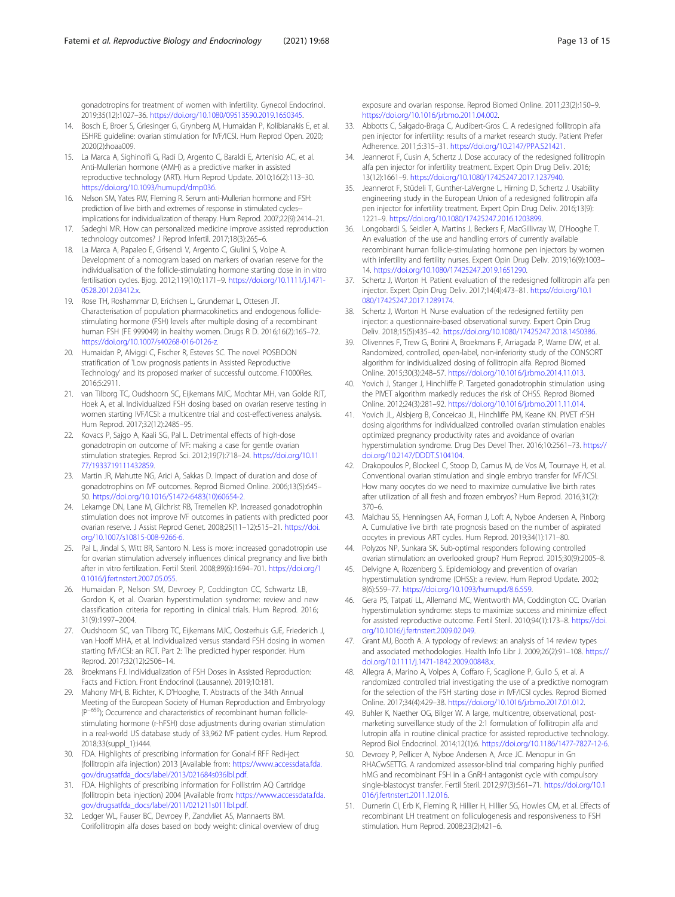gonadotropins for treatment of women with infertility. Gynecol Endocrinol. 2019;35(12):1027–36. https://doi.org/10.1080/09513590.2019.1650345.

14. Bosch E, Broer S, Griesinger G, Grynberg M, Humaidan P, Kolibianakis E, et al. ESHRE guideline: ovarian stimulation for IVF/ICSI. Hum Reprod Open. 2020; 2020(2):hoaa009.
15. La Marca A, Sighinolfi G, Radi D, Argento C, Baraldi E, Artenisio AC, et al. Anti-Mullerian hormone (AMH) as a predictive marker in assisted reproductive technology (ART). Hum Reprod Update. 2010;16(2):113–30. https://doi.org/10.1093/humupd/dmp036.
16. Nelson SM, Yates RW, Fleming R. Serum anti-Mullerian hormone and FSH: prediction of live birth and extremes of response in stimulated cycles--implications for individualization of therapy. Hum Reprod. 2007;22(9):2414–21.
17. Sadeghi MR. How can personalized medicine improve assisted reproduction technology outcomes? J Reprod Infertil. 2017;18(3):265–6.
18. La Marca A, Papaleo E, Grisendi V, Argento C, Giulini S, Volpe A. Development of a nomogram based on markers of ovarian reserve for the individualisation of the follicle-stimulating hormone starting dose in in vitro fertilisation cycles. Bjog. 2012;119(10):1171–9. https://doi.org/10.1111/j.1471-0528.2012.03412.x.
19. Rose TH, Roshammar D, Erichsen L, Grundemar L, Ottesen JT. Characterisation of population pharmacokinetics and endogenous follicle-stimulating hormone (FSH) levels after multiple dosing of a recombinant human FSH (FE 999049) in healthy women. Drugs R D. 2016;16(2):165–72. https://doi.org/10.1007/s40268-016-0126-z.
20. Humaidan P, Alviggi C, Fischer R, Esteves SC. The novel POSEIDON stratification of 'Low prognosis patients in Assisted Reproductive Technology' and its proposed marker of successful outcome. F1000Res. 2016;5:2911.
21. van Tilborg TC, Oudshoorn SC, Eijkemans MJC, Mochtar MH, van Golde RJT, Hoek A, et al. Individualized FSH dosing based on ovarian reserve testing in women starting IVF/ICSI: a multicentre trial and cost-effectiveness analysis. Hum Reprod. 2017;32(12):2485–95.
22. Kovacs P, Sajgo A, Kaali SG, Pal L. Detrimental effects of high-dose gonadotropin on outcome of IVF: making a case for gentle ovarian stimulation strategies. Reprod Sci. 2012;19(7):718–24. https://doi.org/10.1177/1933719111432859.
23. Martin JR, Mahutte NG, Arici A, Sakkas D. Impact of duration and dose of gonadotrophins on IVF outcomes. Reprod Biomed Online. 2006;13(5):645–50. https://doi.org/10.1016/S1472-6483(10)60654-2.
24. Lekamge DN, Lane M, Gilchrist RB, Tremellen KP. Increased gonadotrophin stimulation does not improve IVF outcomes in patients with predicted poor ovarian reserve. J Assist Reprod Genet. 2008;25(11–12):515–21. https://doi.org/10.1007/s10815-008-9266-6.
25. Pal L, Jindal S, Witt BR, Santoro N. Less is more: increased gonadotropin use for ovarian stimulation adversely influences clinical pregnancy and live birth after in vitro fertilization. Fertil Steril. 2008;89(6):1694–701. https://doi.org/10.1016/j.fertnstert.2007.05.055.
26. Humaidan P, Nelson SM, Devroey P, Coddington CC, Schwartz LB, Gordon K, et al. Ovarian hyperstimulation syndrome: review and new classification criteria for reporting in clinical trials. Hum Reprod. 2016; 31(9):1997–2004.
27. Oudshoorn SC, van Tilborg TC, Eijkemans MJC, Oosterhuis GJE, Friederich J, van Hooff MHA, et al. Individualized versus standard FSH dosing in women starting IVF/ICSI: an RCT. Part 2: The predicted hyper responder. Hum Reprod. 2017;32(12):2506–14.
28. Broekmans FJ. Individualization of FSH Doses in Assisted Reproduction: Facts and Fiction. Front Endocrinol (Lausanne). 2019;10:181.
29. Mahony MH, B. Richter, K. D'Hooghe, T. Abstracts of the 34th Annual Meeting of the European Society of Human Reproduction and Embryology (P−659); Occurrence and characteristics of recombinant human follicle-stimulating hormone (r-hFSH) dose adjustments during ovarian stimulation in a real-world US database study of 33,962 IVF patient cycles. Hum Reprod. 2018;33(suppl_1):i444.
30. FDA. Highlights of prescribing information for Gonal-f RFF Redi-ject (follitropin alfa injection) 2013 [Available from: https://www.accessdata.fda.gov/drugsatfda_docs/label/2013/021684s036lbl.pdf.
31. FDA. Highlights of prescribing information for Follistrim AQ Cartridge (follitropin beta injection) 2004 [Available from: https://www.accessdata.fda.gov/drugsatfda_docs/label/2011/021211s011lbl.pdf.
32. Ledger WL, Fauser BC, Devroey P, Zandvliet AS, Mannaerts BM. Corifollitropin alfa doses based on body weight: clinical overview of drug exposure and ovarian response. Reprod Biomed Online. 2011;23(2):150–9. https://doi.org/10.1016/j.rbmo.2011.04.002.
33. Abbotts C, Salgado-Braga C, Audibert-Gros C. A redesigned follitropin alfa pen injector for infertility: results of a market research study. Patient Prefer Adherence. 2011;5:315–31. https://doi.org/10.2147/PPA.S21421.
34. Jeannerot F, Cusin A, Schertz J. Dose accuracy of the redesigned follitropin alfa pen injector for infertility treatment. Expert Opin Drug Deliv. 2016; 13(12):1661–9. https://doi.org/10.1080/17425247.2017.1237940.
35. Jeannerot F, Stüdeli T, Gunther-LaVergne L, Hirning D, Schertz J. Usability engineering study in the European Union of a redesigned follitropin alfa pen injector for infertility treatment. Expert Opin Drug Deliv. 2016;13(9): 1221–9. https://doi.org/10.1080/17425247.2016.1203899.
36. Longobardi S, Seidler A, Martins J, Beckers F, MacGillivray W, D'Hooghe T. An evaluation of the use and handling errors of currently available recombinant human follicle-stimulating hormone pen injectors by women with infertility and fertility nurses. Expert Opin Drug Deliv. 2019;16(9):1003–14. https://doi.org/10.1080/17425247.2019.1651290.
37. Schertz J, Worton H. Patient evaluation of the redesigned follitropin alfa pen injector. Expert Opin Drug Deliv. 2017;14(4):473–81. https://doi.org/10.1080/17425247.2017.1289174.
38. Schertz J, Worton H. Nurse evaluation of the redesigned fertility pen injector: a questionnaire-based observational survey. Expert Opin Drug Deliv. 2018;15(5):435–42. https://doi.org/10.1080/17425247.2018.1450386.
39. Olivennes F, Trew G, Borini A, Broekmans F, Arriagada P, Warne DW, et al. Randomized, controlled, open-label, non-inferiority study of the CONSORT algorithm for individualized dosing of follitropin alfa. Reprod Biomed Online. 2015;30(3):248–57. https://doi.org/10.1016/j.rbmo.2014.11.013.
40. Yovich J, Stanger J, Hinchliffe P. Targeted gonadotrophin stimulation using the PIVET algorithm markedly reduces the risk of OHSS. Reprod Biomed Online. 2012;24(3):281–92. https://doi.org/10.1016/j.rbmo.2011.11.014.
41. Yovich JL, Alsbjerg B, Conceicao JL, Hinchliffe PM, Keane KN. PIVET rFSH dosing algorithms for individualized controlled ovarian stimulation enables optimized pregnancy productivity rates and avoidance of ovarian hyperstimulation syndrome. Drug Des Devel Ther. 2016;10:2561–73. https://doi.org/10.2147/DDDT.S104104.
42. Drakopoulos P, Blockeel C, Stoop D, Camus M, de Vos M, Tournaye H, et al. Conventional ovarian stimulation and single embryo transfer for IVF/ICSI. How many oocytes do we need to maximize cumulative live birth rates after utilization of all fresh and frozen embryos? Hum Reprod. 2016;31(2): 370–6.
43. Malchau SS, Henningsen AA, Forman J, Loft A, Nyboe Andersen A, Pinborg A. Cumulative live birth rate prognosis based on the number of aspirated oocytes in previous ART cycles. Hum Reprod. 2019;34(1):171–80.
44. Polyzos NP, Sunkara SK. Sub-optimal responders following controlled ovarian stimulation: an overlooked group? Hum Reprod. 2015;30(9):2005–8.
45. Delvigne A, Rozenberg S. Epidemiology and prevention of ovarian hyperstimulation syndrome (OHSS): a review. Hum Reprod Update. 2002; 8(6):559–77. https://doi.org/10.1093/humupd/8.6.559.
46. Gera PS, Tatpati LL, Allemand MC, Wentworth MA, Coddington CC. Ovarian hyperstimulation syndrome: steps to maximize success and minimize effect for assisted reproductive outcome. Fertil Steril. 2010;94(1):173–8. https://doi.org/10.1016/j.fertnstert.2009.02.049.
47. Grant MJ, Booth A. A typology of reviews: an analysis of 14 review types and associated methodologies. Health Info Libr J. 2009;26(2):91–108. https://doi.org/10.1111/j.1471-1842.2009.00848.x.
48. Allegra A, Marino A, Volpes A, Coffaro F, Scaglione P, Gullo S, et al. A randomized controlled trial investigating the use of a predictive nomogram for the selection of the FSH starting dose in IVF/ICSI cycles. Reprod Biomed Online. 2017;34(4):429–38. https://doi.org/10.1016/j.rbmo.2017.01.012.
49. Buhler K, Naether OG, Bilger W. A large, multicentre, observational, post-marketing surveillance study of the 2:1 formulation of follitropin alfa and lutropin alfa in routine clinical practice for assisted reproductive technology. Reprod Biol Endocrinol. 2014;12(1):6. https://doi.org/10.1186/1477-7827-12-6.
50. Devroey P, Pellicer A, Nyboe Andersen A, Arce JC. Menopur in Gn RHACwSETTG. A randomized assessor-blind trial comparing highly purified hMG and recombinant FSH in a GnRH antagonist cycle with compulsory single-blastocyst transfer. Fertil Steril. 2012;97(3):561–71. https://doi.org/10.1016/j.fertnstert.2011.12.016.
51. Durnerin CI, Erb K, Fleming R, Hillier H, Hillier SG, Howles CM, et al. Effects of recombinant LH treatment on folliculogenesis and responsiveness to FSH stimulation. Hum Reprod. 2008;23(2):421–6.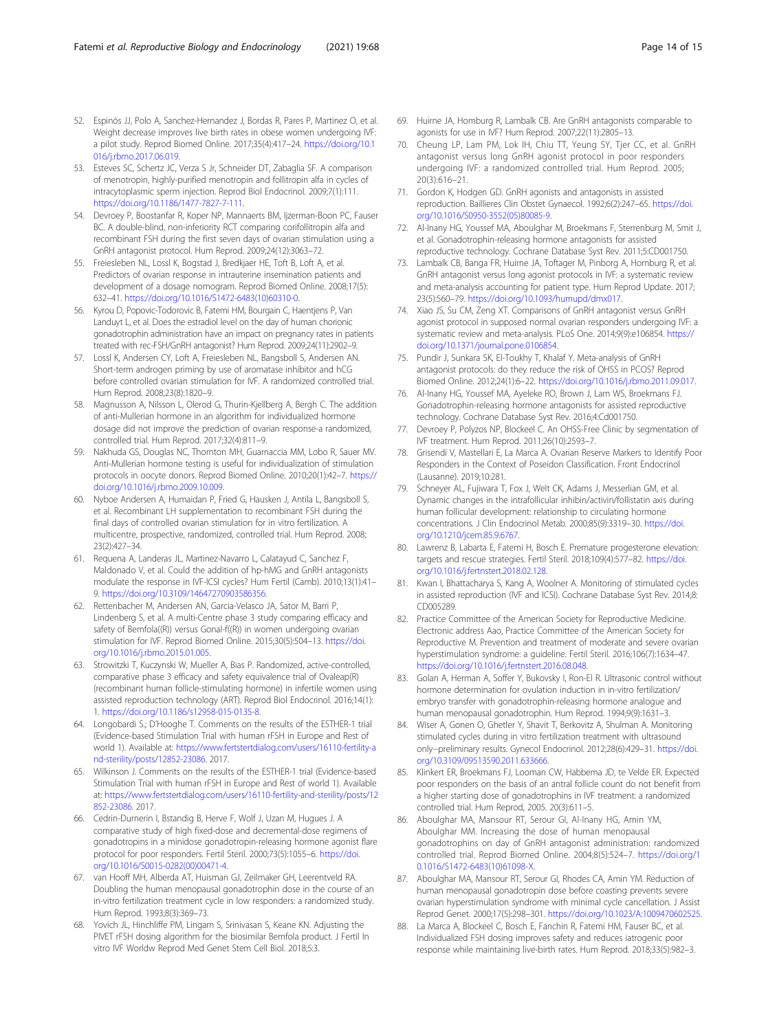52. Espinós JJ, Polo A, Sanchez-Hernandez J, Bordas R, Pares P, Martinez O, et al. Weight decrease improves live birth rates in obese women undergoing IVF: a pilot study. Reprod Biomed Online. 2017;35(4):417–24. https://doi.org/10.1016/j.rbmo.2017.06.019.
53. Esteves SC, Schertz JC, Verza S Jr, Schneider DT, Zabaglia SF. A comparison of menotropin, highly-purified menotropin and follitropin alfa in cycles of intracytoplasmic sperm injection. Reprod Biol Endocrinol. 2009;7(1):111. https://doi.org/10.1186/1477-7827-7-111.
54. Devroey P, Boostanfar R, Koper NP, Mannaerts BM, Ijzerman-Boon PC, Fauser BC. A double-blind, non-inferiority RCT comparing corifollitropin alfa and recombinant FSH during the first seven days of ovarian stimulation using a GnRH antagonist protocol. Hum Reprod. 2009;24(12):3063–72.
55. Freiesleben NL, Lossl K, Bogstad J, Bredkjaer HE, Toft B, Loft A, et al. Predictors of ovarian response in intrauterine insemination patients and development of a dosage nomogram. Reprod Biomed Online. 2008;17(5):632–41. https://doi.org/10.1016/S1472-6483(10)60310-0.
56. Kyrou D, Popovic-Todorovic B, Fatemi HM, Bourgain C, Haentjens P, Van Landuyt L, et al. Does the estradiol level on the day of human chorionic gonadotrophin administration have an impact on pregnancy rates in patients treated with rec-FSH/GnRH antagonist? Hum Reprod. 2009;24(11):2902–9.
57. Lossl K, Andersen CY, Loft A, Freiesleben NL, Bangsboll S, Andersen AN. Short-term androgen priming by use of aromatase inhibitor and hCG before controlled ovarian stimulation for IVF. A randomized controlled trial. Hum Reprod. 2008;23(8):1820–9.
58. Magnusson A, Nilsson L, Olerod G, Thurin-Kjellberg A, Bergh C. The addition of anti-Mullerian hormone in an algorithm for individualized hormone dosage did not improve the prediction of ovarian response-a randomized, controlled trial. Hum Reprod. 2017;32(4):811–9.
59. Nakhuda GS, Douglas NC, Thornton MH, Guarnaccia MM, Lobo R, Sauer MV. Anti-Mullerian hormone testing is useful for individualization of stimulation protocols in oocyte donors. Reprod Biomed Online. 2010;20(1):42–7. https://doi.org/10.1016/j.rbmo.2009.10.009.
60. Nyboe Andersen A, Humaidan P, Fried G, Hausken J, Antila L, Bangsboll S, et al. Recombinant LH supplementation to recombinant FSH during the final days of controlled ovarian stimulation for in vitro fertilization. A multicentre, prospective, randomized, controlled trial. Hum Reprod. 2008;23(2):427–34.
61. Requena A, Landeras JL, Martinez-Navarro L, Calatayud C, Sanchez F, Maldonado V, et al. Could the addition of hp-hMG and GnRH antagonists modulate the response in IVF-ICSI cycles? Hum Fertil (Camb). 2010;13(1):41–9. https://doi.org/10.3109/14647270903586356.
62. Rettenbacher M, Andersen AN, Garcia-Velasco JA, Sator M, Barri P, Lindenberg S, et al. A multi-Centre phase 3 study comparing efficacy and safety of Bemfola((R)) versus Gonal-f((R)) in women undergoing ovarian stimulation for IVF. Reprod Biomed Online. 2015;30(5):504–13. https://doi.org/10.1016/j.rbmo.2015.01.005.
63. Strowitzki T, Kuczynski W, Mueller A, Bias P. Randomized, active-controlled, comparative phase 3 efficacy and safety equivalence trial of Ovaleap(R) (recombinant human follicle-stimulating hormone) in infertile women using assisted reproduction technology (ART). Reprod Biol Endocrinol. 2016;14(1):1. https://doi.org/10.1186/s12958-015-0135-8.
64. Longobardi S.; D'Hooghe T. Comments on the results of the ESTHER-1 trial (Evidence-based Stimulation Trial with human rFSH in Europe and Rest of world 1). Available at: https://www.fertstertdialog.com/users/16110-fertility-and-sterility/posts/12852-23086. 2017.
65. Wilkinson J. Comments on the results of the ESTHER-1 trial (Evidence-based Stimulation Trial with human rFSH in Europe and Rest of world 1). Available at: https://www.fertstertdialog.com/users/16110-fertility-and-sterility/posts/12852-23086. 2017.
66. Cedrin-Durnerin I, Bstandig B, Herve F, Wolf J, Uzan M, Hugues J. A comparative study of high fixed-dose and decremental-dose regimens of gonadotropins in a minidose gonadotropin-releasing hormone agonist flare protocol for poor responders. Fertil Steril. 2000;73(5):1055–6. https://doi.org/10.1016/S0015-0282(00)00471-4.
67. van Hooff MH, Alberda AT, Huisman GJ, Zeilmaker GH, Leerentveld RA. Doubling the human menopausal gonadotrophin dose in the course of an in-vitro fertilization treatment cycle in low responders: a randomized study. Hum Reprod. 1993;8(3):369–73.
68. Yovich JL, Hinchliffe PM, Lingam S, Srinivasan S, Keane KN. Adjusting the PIVET rFSH dosing algorithm for the biosimilar Bemfola product. J Fertil In vitro IVF Worldw Reprod Med Genet Stem Cell Biol. 2018;5:3.
69. Huirne JA, Homburg R, Lambalk CB. Are GnRH antagonists comparable to agonists for use in IVF? Hum Reprod. 2007;22(11):2805–13.
70. Cheung LP, Lam PM, Lok IH, Chiu TT, Yeung SY, Tjer CC, et al. GnRH antagonist versus long GnRH agonist protocol in poor responders undergoing IVF: a randomized controlled trial. Hum Reprod. 2005; 20(3):616–21.
71. Gordon K, Hodgen GD. GnRH agonists and antagonists in assisted reproduction. Baillieres Clin Obstet Gynaecol. 1992;6(2):247–65. https://doi.org/10.1016/S0950-3552(05)80085-9.
72. Al-Inany HG, Youssef MA, Aboulghar M, Broekmans F, Sterrenburg M, Smit J, et al. Gonadotrophin-releasing hormone antagonists for assisted reproductive technology. Cochrane Database Syst Rev. 2011;5:CD001750.
73. Lambalk CB, Banga FR, Huirne JA, Toftager M, Pinborg A, Homburg R, et al. GnRH antagonist versus long agonist protocols in IVF: a systematic review and meta-analysis accounting for patient type. Hum Reprod Update. 2017; 23(5):560–79. https://doi.org/10.1093/humupd/dmx017.
74. Xiao JS, Su CM, Zeng XT. Comparisons of GnRH antagonist versus GnRH agonist protocol in supposed normal ovarian responders undergoing IVF: a systematic review and meta-analysis. PLoS One. 2014;9(9):e106854. https://doi.org/10.1371/journal.pone.0106854.
75. Pundir J, Sunkara SK, El-Toukhy T, Khalaf Y. Meta-analysis of GnRH antagonist protocols: do they reduce the risk of OHSS in PCOS? Reprod Biomed Online. 2012;24(1):6–22. https://doi.org/10.1016/j.rbmo.2011.09.017.
76. Al-Inany HG, Youssef MA, Ayeleke RO, Brown J, Lam WS, Broekmans FJ. Gonadotrophin-releasing hormone antagonists for assisted reproductive technology. Cochrane Database Syst Rev. 2016;4:Cd001750.
77. Devroey P, Polyzos NP, Blockeel C. An OHSS-Free Clinic by segmentation of IVF treatment. Hum Reprod. 2011;26(10):2593–7.
78. Grisendi V, Mastellari E, La Marca A. Ovarian Reserve Markers to Identify Poor Responders in the Context of Poseidon Classification. Front Endocrinol (Lausanne). 2019;10:281.
79. Schneyer AL, Fujiwara T, Fox J, Welt CK, Adams J, Messerlian GM, et al. Dynamic changes in the intrafollicular inhibin/activin/follistatin axis during human follicular development: relationship to circulating hormone concentrations. J Clin Endocrinol Metab. 2000;85(9):3319–30. https://doi.org/10.1210/jcem.85.9.6767.
80. Lawrenz B, Labarta E, Fatemi H, Bosch E. Premature progesterone elevation: targets and rescue strategies. Fertil Steril. 2018;109(4):577–82. https://doi.org/10.1016/j.fertnstert.2018.02.128.
81. Kwan I, Bhattacharya S, Kang A, Woolner A. Monitoring of stimulated cycles in assisted reproduction (IVF and ICSI). Cochrane Database Syst Rev. 2014;8: CD005289.
82. Practice Committee of the American Society for Reproductive Medicine. Electronic address Aao, Practice Committee of the American Society for Reproductive M. Prevention and treatment of moderate and severe ovarian hyperstimulation syndrome: a guideline. Fertil Steril. 2016;106(7):1634–47. https://doi.org/10.1016/j.fertnstert.2016.08.048.
83. Golan A, Herman A, Soffer Y, Bukovsky I, Ron-El R. Ultrasonic control without hormone determination for ovulation induction in in-vitro fertilization/embryo transfer with gonadotrophin-releasing hormone analogue and human menopausal gonadotrophin. Hum Reprod. 1994;9(9):1631–3.
84. Wiser A, Gonen O, Ghetler Y, Shavit T, Berkovitz A, Shulman A. Monitoring stimulated cycles during in vitro fertilization treatment with ultrasound only--preliminary results. Gynecol Endocrinol. 2012;28(6):429–31. https://doi.org/10.3109/09513590.2011.633666.
85. Klinkert ER, Broekmans FJ, Looman CW, Habbema JD, te Velde ER. Expected poor responders on the basis of an antral follicle count do not benefit from a higher starting dose of gonadotrophins in IVF treatment: a randomized controlled trial. Hum Reprod, 2005. 20(3):611–5.
86. Aboulghar MA, Mansour RT, Serour GI, Al-Inany HG, Amin YM, Aboulghar MM. Increasing the dose of human menopausal gonadotrophins on day of GnRH antagonist administration: randomized controlled trial. Reprod Biomed Online. 2004;8(5):524–7. https://doi.org/10.1016/S1472-6483(10)61098-X.
87. Aboulghar MA, Mansour RT, Serour GI, Rhodes CA, Amin YM. Reduction of human menopausal gonadotropin dose before coasting prevents severe ovarian hyperstimulation syndrome with minimal cycle cancellation. J Assist Reprod Genet. 2000;17(5):298–301. https://doi.org/10.1023/A:1009470602525.
88. La Marca A, Blockeel C, Bosch E, Fanchin R, Fatemi HM, Fauser BC, et al. Individualized FSH dosing improves safety and reduces iatrogenic poor response while maintaining live-birth rates. Hum Reprod. 2018;33(5):982–3.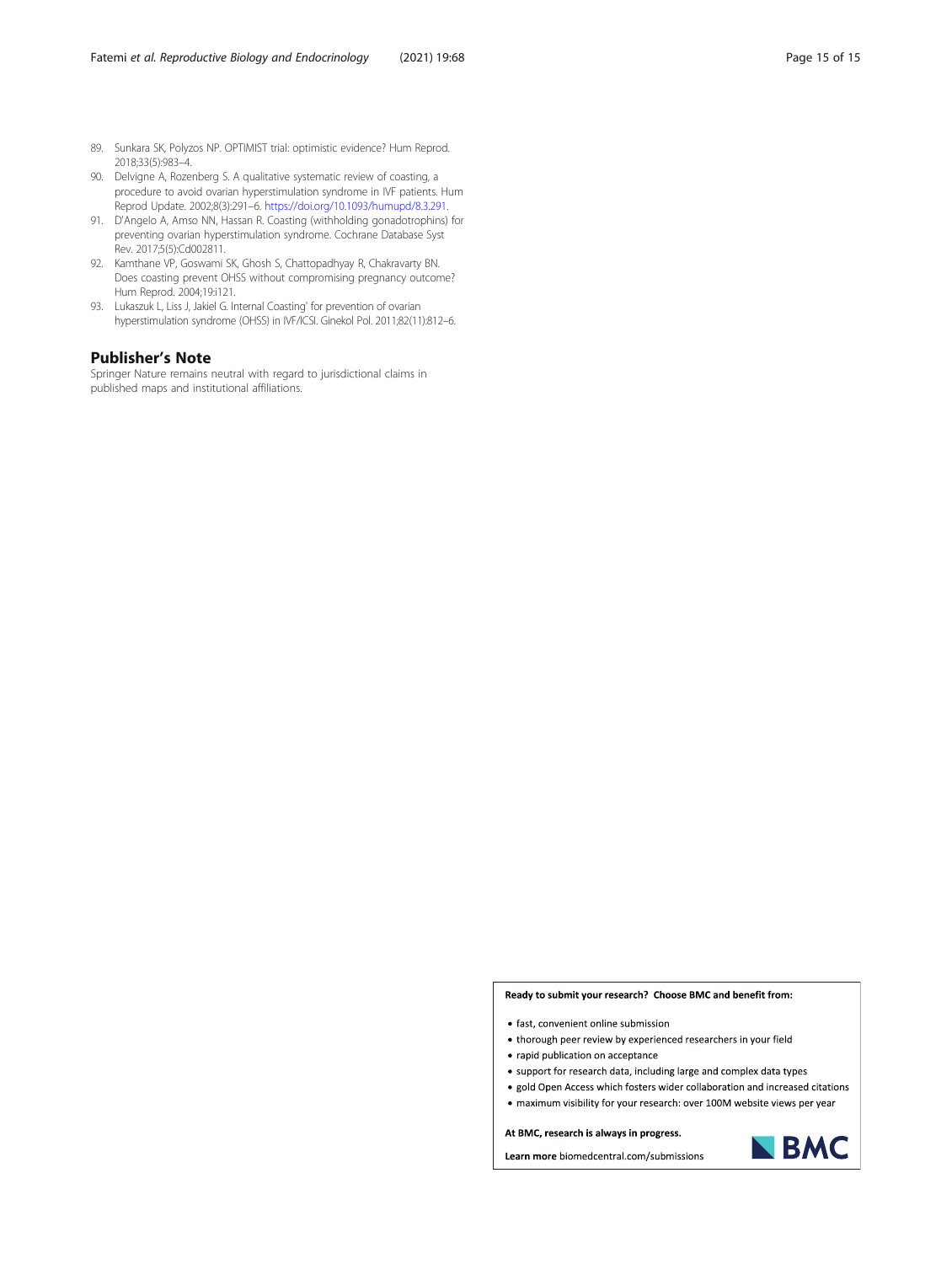89. Sunkara SK, Polyzos NP. OPTIMIST trial: optimistic evidence? Hum Reprod. 2018;33(5):983–4.
90. Delvigne A, Rozenberg S. A qualitative systematic review of coasting, a procedure to avoid ovarian hyperstimulation syndrome in IVF patients. Hum Reprod Update. 2002;8(3):291–6. https://doi.org/10.1093/humupd/8.3.291.
91. D'Angelo A, Amso NN, Hassan R. Coasting (withholding gonadotrophins) for preventing ovarian hyperstimulation syndrome. Cochrane Database Syst Rev. 2017;5(5):Cd002811.
92. Kamthane VP, Goswami SK, Ghosh S, Chattopadhyay R, Chakravarty BN. Does coasting prevent OHSS without compromising pregnancy outcome? Hum Reprod. 2004;19:i121.
93. Lukaszuk L, Liss J, Jakiel G. Internal Coasting' for prevention of ovarian hyperstimulation syndrome (OHSS) in IVF/ICSI. Ginekol Pol. 2011;82(11):812–6.

## Publisher's Note

Springer Nature remains neutral with regard to jurisdictional claims in published maps and institutional affiliations.

**Ready to submit your research? Choose BMC and benefit from:**

- fast, convenient online submission
- thorough peer review by experienced researchers in your field
- rapid publication on acceptance
- support for research data, including large and complex data types
- gold Open Access which fosters wider collaboration and increased citations
- maximum visibility for your research: over 100M website views per year

**At BMC, research is always in progress.**

**Learn more** biomedcentral.com/submissions

BMC